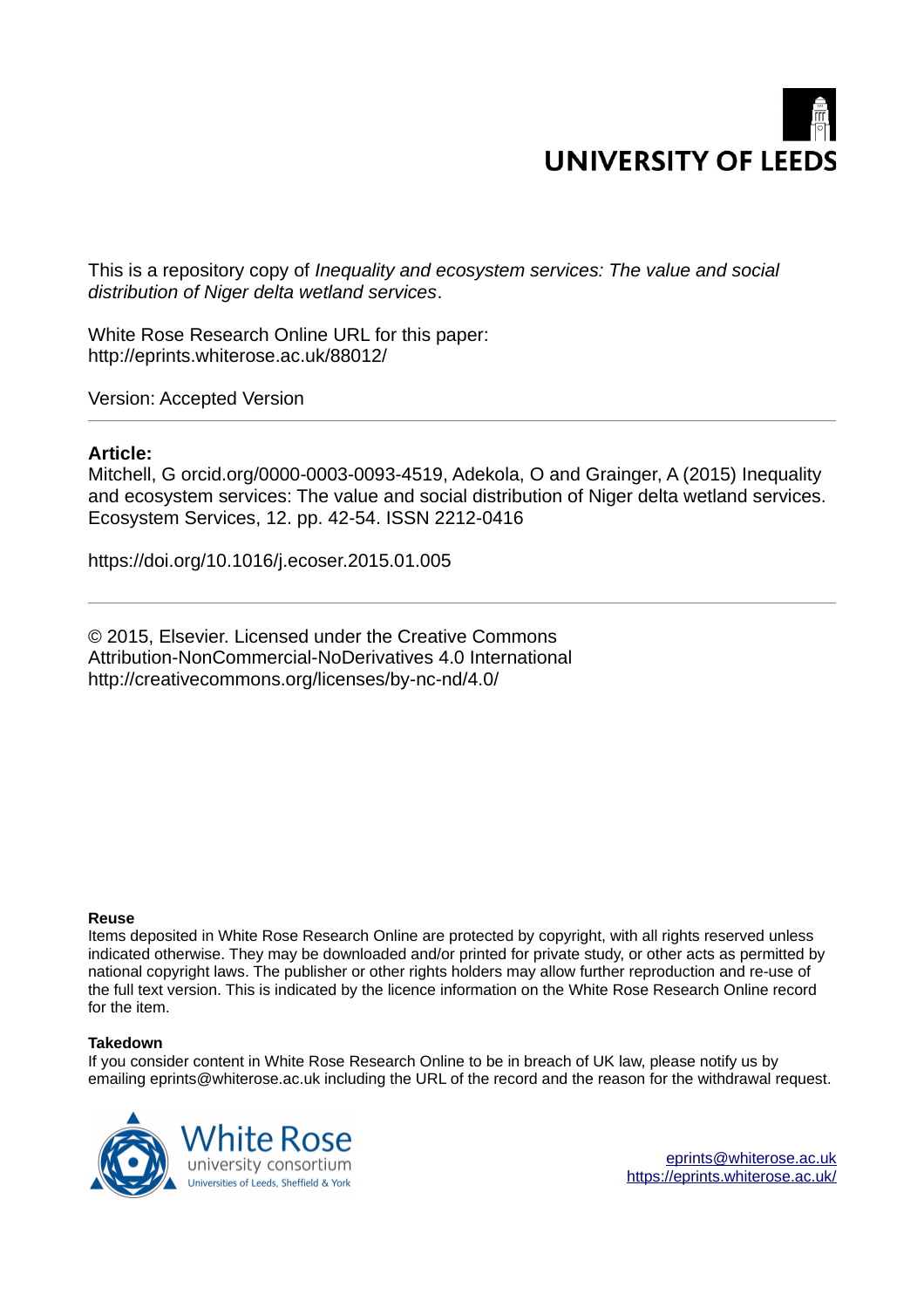UNIVERSITY OF LEEDS

This is a repository copy of *Inequality and ecosystem services: The value and social distribution of Niger delta wetland services*.

White Rose Research Online URL for this paper:
http://eprints.whiterose.ac.uk/88012/

Version: Accepted Version

---

**Article:**

Mitchell, G orcid.org/0000-0003-0093-4519, Adekola, O and Grainger, A (2015) Inequality and ecosystem services: The value and social distribution of Niger delta wetland services. Ecosystem Services, 12. pp. 42-54. ISSN 2212-0416

https://doi.org/10.1016/j.ecoser.2015.01.005

---

© 2015, Elsevier. Licensed under the Creative Commons Attribution-NonCommercial-NoDerivatives 4.0 International
http://creativecommons.org/licenses/by-nc-nd/4.0/

**Reuse**

Items deposited in White Rose Research Online are protected by copyright, with all rights reserved unless indicated otherwise. They may be downloaded and/or printed for private study, or other acts as permitted by national copyright laws. The publisher or other rights holders may allow further reproduction and re-use of the full text version. This is indicated by the licence information on the White Rose Research Online record for the item.

**Takedown**

If you consider content in White Rose Research Online to be in breach of UK law, please notify us by emailing eprints@whiterose.ac.uk including the URL of the record and the reason for the withdrawal request.

White Rose university consortium
Universities of Leeds, Sheffield & York

eprints@whiterose.ac.uk
https://eprints.whiterose.ac.uk/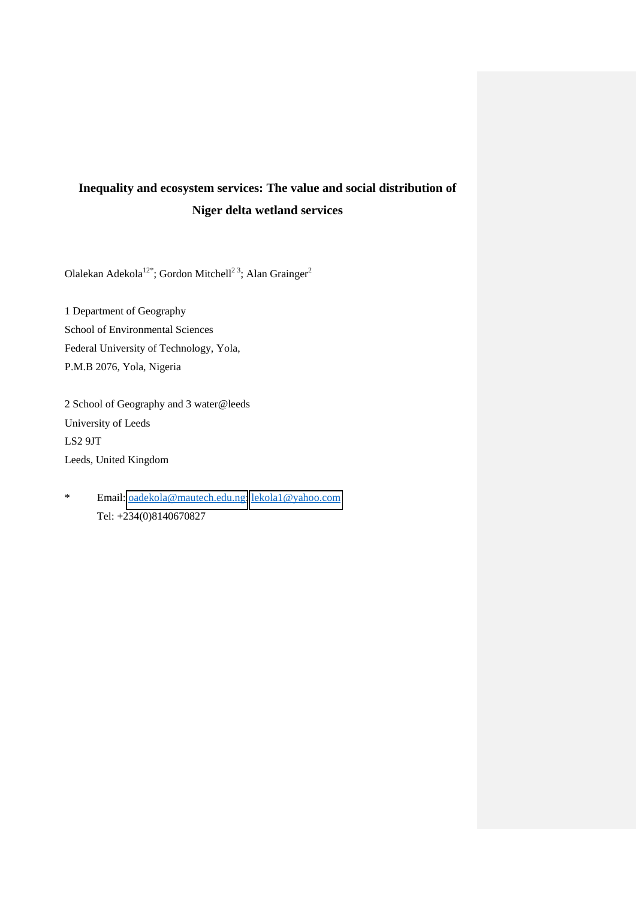# Inequality and ecosystem services: The value and social distribution of Niger delta wetland services

Olalekan Adekola[12*]; Gordon Mitchell[2 3]; Alan Grainger[2]

1 Department of Geography
School of Environmental Sciences
Federal University of Technology, Yola,
P.M.B 2076, Yola, Nigeria

2 School of Geography and 3 water@leeds
University of Leeds
LS2 9JT
Leeds, United Kingdom

* Email: oadekola@mautech.edu.ng; lekola1@yahoo.com
Tel: +234(0)8140670827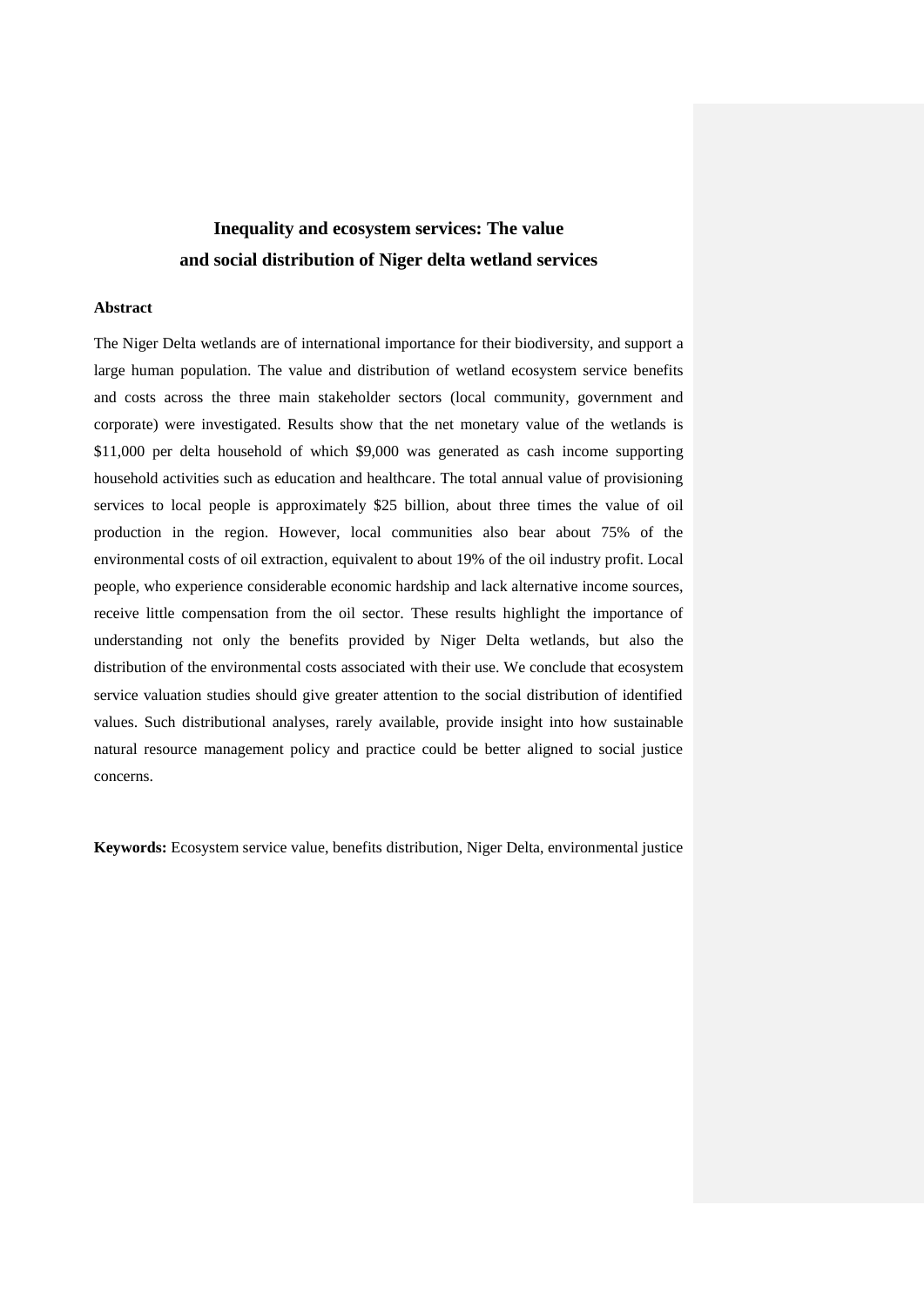# Inequality and ecosystem services: The value and social distribution of Niger delta wetland services

**Abstract**

The Niger Delta wetlands are of international importance for their biodiversity, and support a large human population. The value and distribution of wetland ecosystem service benefits and costs across the three main stakeholder sectors (local community, government and corporate) were investigated. Results show that the net monetary value of the wetlands is $11,000 per delta household of which $9,000 was generated as cash income supporting household activities such as education and healthcare. The total annual value of provisioning services to local people is approximately $25 billion, about three times the value of oil production in the region. However, local communities also bear about 75% of the environmental costs of oil extraction, equivalent to about 19% of the oil industry profit. Local people, who experience considerable economic hardship and lack alternative income sources, receive little compensation from the oil sector. These results highlight the importance of understanding not only the benefits provided by Niger Delta wetlands, but also the distribution of the environmental costs associated with their use. We conclude that ecosystem service valuation studies should give greater attention to the social distribution of identified values. Such distributional analyses, rarely available, provide insight into how sustainable natural resource management policy and practice could be better aligned to social justice concerns.

**Keywords:** Ecosystem service value, benefits distribution, Niger Delta, environmental justice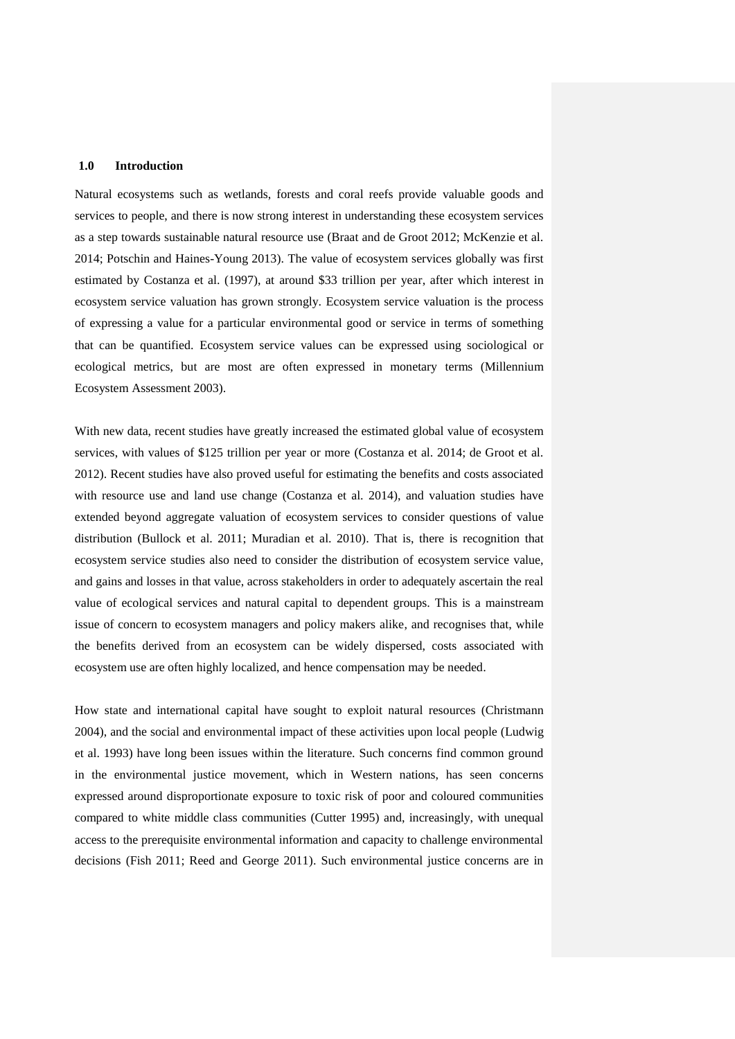## 1.0 Introduction

Natural ecosystems such as wetlands, forests and coral reefs provide valuable goods and services to people, and there is now strong interest in understanding these ecosystem services as a step towards sustainable natural resource use (Braat and de Groot 2012; McKenzie et al. 2014; Potschin and Haines-Young 2013). The value of ecosystem services globally was first estimated by Costanza et al. (1997), at around $33 trillion per year, after which interest in ecosystem service valuation has grown strongly. Ecosystem service valuation is the process of expressing a value for a particular environmental good or service in terms of something that can be quantified. Ecosystem service values can be expressed using sociological or ecological metrics, but are most are often expressed in monetary terms (Millennium Ecosystem Assessment 2003).

With new data, recent studies have greatly increased the estimated global value of ecosystem services, with values of $125 trillion per year or more (Costanza et al. 2014; de Groot et al. 2012). Recent studies have also proved useful for estimating the benefits and costs associated with resource use and land use change (Costanza et al. 2014), and valuation studies have extended beyond aggregate valuation of ecosystem services to consider questions of value distribution (Bullock et al. 2011; Muradian et al. 2010). That is, there is recognition that ecosystem service studies also need to consider the distribution of ecosystem service value, and gains and losses in that value, across stakeholders in order to adequately ascertain the real value of ecological services and natural capital to dependent groups. This is a mainstream issue of concern to ecosystem managers and policy makers alike, and recognises that, while the benefits derived from an ecosystem can be widely dispersed, costs associated with ecosystem use are often highly localized, and hence compensation may be needed.

How state and international capital have sought to exploit natural resources (Christmann 2004), and the social and environmental impact of these activities upon local people (Ludwig et al. 1993) have long been issues within the literature. Such concerns find common ground in the environmental justice movement, which in Western nations, has seen concerns expressed around disproportionate exposure to toxic risk of poor and coloured communities compared to white middle class communities (Cutter 1995) and, increasingly, with unequal access to the prerequisite environmental information and capacity to challenge environmental decisions (Fish 2011; Reed and George 2011). Such environmental justice concerns are in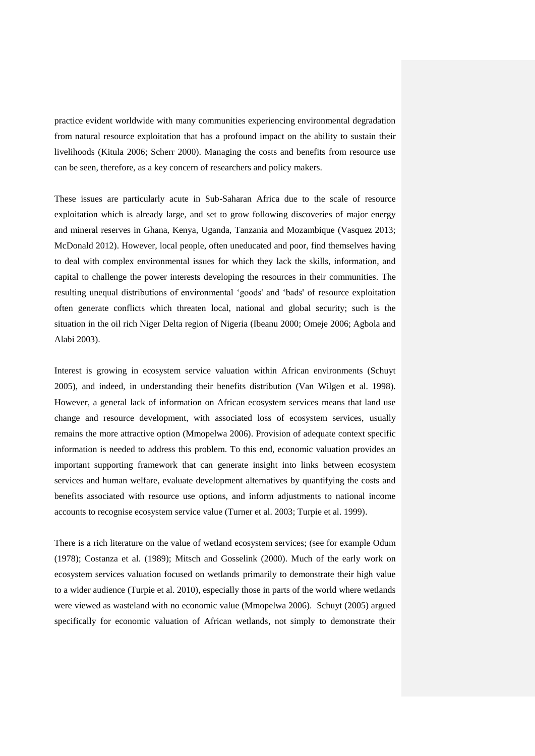practice evident worldwide with many communities experiencing environmental degradation from natural resource exploitation that has a profound impact on the ability to sustain their livelihoods (Kitula 2006; Scherr 2000). Managing the costs and benefits from resource use can be seen, therefore, as a key concern of researchers and policy makers.

These issues are particularly acute in Sub-Saharan Africa due to the scale of resource exploitation which is already large, and set to grow following discoveries of major energy and mineral reserves in Ghana, Kenya, Uganda, Tanzania and Mozambique (Vasquez 2013; McDonald 2012). However, local people, often uneducated and poor, find themselves having to deal with complex environmental issues for which they lack the skills, information, and capital to challenge the power interests developing the resources in their communities. The resulting unequal distributions of environmental 'goods' and 'bads' of resource exploitation often generate conflicts which threaten local, national and global security; such is the situation in the oil rich Niger Delta region of Nigeria (Ibeanu 2000; Omeje 2006; Agbola and Alabi 2003).

Interest is growing in ecosystem service valuation within African environments (Schuyt 2005), and indeed, in understanding their benefits distribution (Van Wilgen et al. 1998). However, a general lack of information on African ecosystem services means that land use change and resource development, with associated loss of ecosystem services, usually remains the more attractive option (Mmopelwa 2006). Provision of adequate context specific information is needed to address this problem. To this end, economic valuation provides an important supporting framework that can generate insight into links between ecosystem services and human welfare, evaluate development alternatives by quantifying the costs and benefits associated with resource use options, and inform adjustments to national income accounts to recognise ecosystem service value (Turner et al. 2003; Turpie et al. 1999).

There is a rich literature on the value of wetland ecosystem services; (see for example Odum (1978); Costanza et al. (1989); Mitsch and Gosselink (2000). Much of the early work on ecosystem services valuation focused on wetlands primarily to demonstrate their high value to a wider audience (Turpie et al. 2010), especially those in parts of the world where wetlands were viewed as wasteland with no economic value (Mmopelwa 2006). Schuyt (2005) argued specifically for economic valuation of African wetlands, not simply to demonstrate their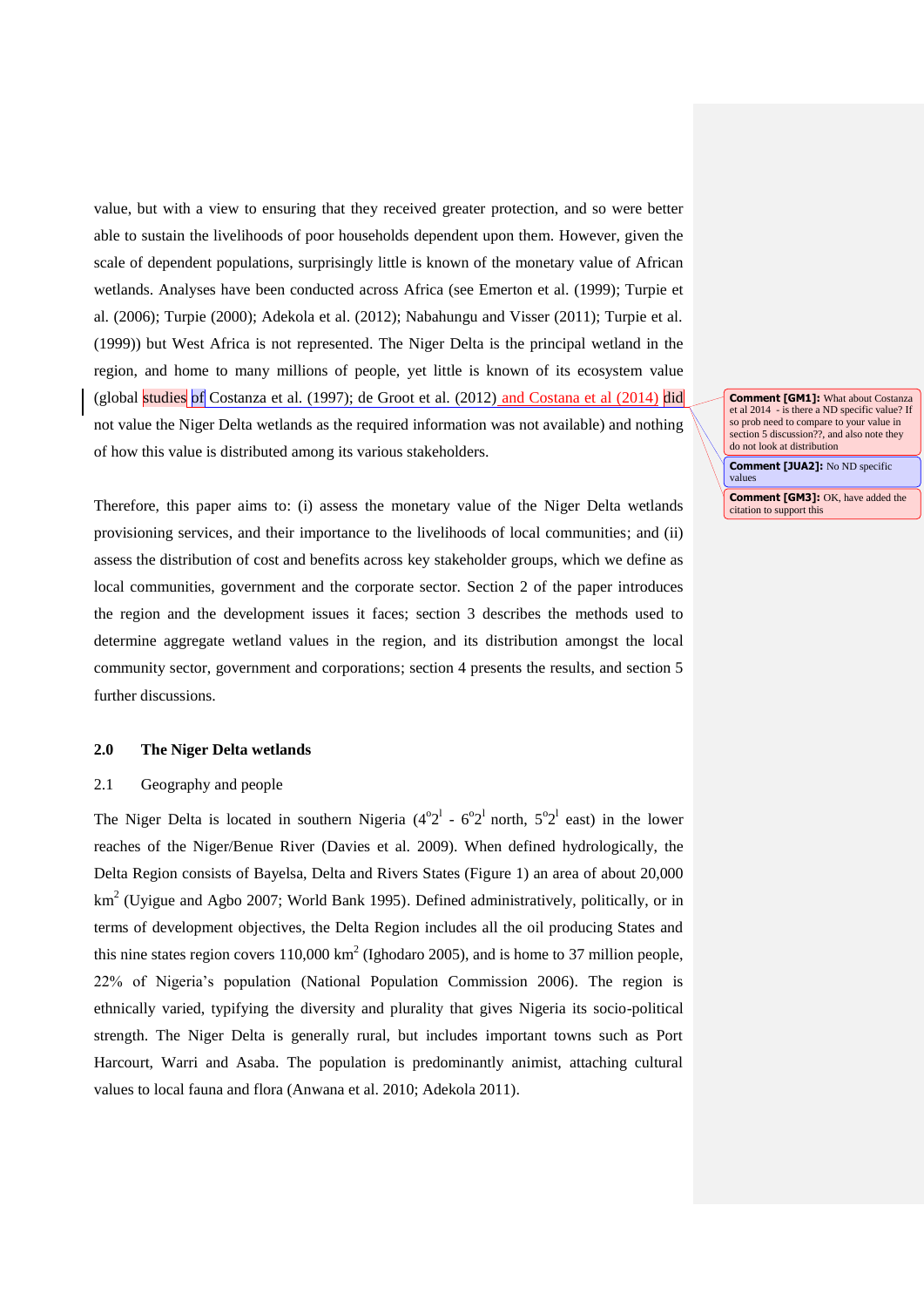value, but with a view to ensuring that they received greater protection, and so were better able to sustain the livelihoods of poor households dependent upon them. However, given the scale of dependent populations, surprisingly little is known of the monetary value of African wetlands. Analyses have been conducted across Africa (see Emerton et al. (1999); Turpie et al. (2006); Turpie (2000); Adekola et al. (2012); Nabahungu and Visser (2011); Turpie et al. (1999)) but West Africa is not represented. The Niger Delta is the principal wetland in the region, and home to many millions of people, yet little is known of its ecosystem value (global studies of Costanza et al. (1997); de Groot et al. (2012) and Costana et al (2014) did not value the Niger Delta wetlands as the required information was not available) and nothing of how this value is distributed among its various stakeholders.

**Comment [GM1]:** What about Costanza et al 2014 - is there a ND specific value? If so prob need to compare to your value in section 5 discussion??, and also note they do not look at distribution

**Comment [JUA2]:** No ND specific values

**Comment [GM3]:** OK, have added the citation to support this

Therefore, this paper aims to: (i) assess the monetary value of the Niger Delta wetlands provisioning services, and their importance to the livelihoods of local communities; and (ii) assess the distribution of cost and benefits across key stakeholder groups, which we define as local communities, government and the corporate sector. Section 2 of the paper introduces the region and the development issues it faces; section 3 describes the methods used to determine aggregate wetland values in the region, and its distribution amongst the local community sector, government and corporations; section 4 presents the results, and section 5 further discussions.

## 2.0 The Niger Delta wetlands

### 2.1 Geography and people

The Niger Delta is located in southern Nigeria ($4^{o}2^{l}$ - $6^{o}2^{l}$ north, $5^{o}2^{l}$ east) in the lower reaches of the Niger/Benue River (Davies et al. 2009). When defined hydrologically, the Delta Region consists of Bayelsa, Delta and Rivers States (Figure 1) an area of about 20,000 $km^2$ (Uyigue and Agbo 2007; World Bank 1995). Defined administratively, politically, or in terms of development objectives, the Delta Region includes all the oil producing States and this nine states region covers 110,000 $km^2$ (Ighodaro 2005), and is home to 37 million people, 22% of Nigeria's population (National Population Commission 2006). The region is ethnically varied, typifying the diversity and plurality that gives Nigeria its socio-political strength. The Niger Delta is generally rural, but includes important towns such as Port Harcourt, Warri and Asaba. The population is predominantly animist, attaching cultural values to local fauna and flora (Anwana et al. 2010; Adekola 2011).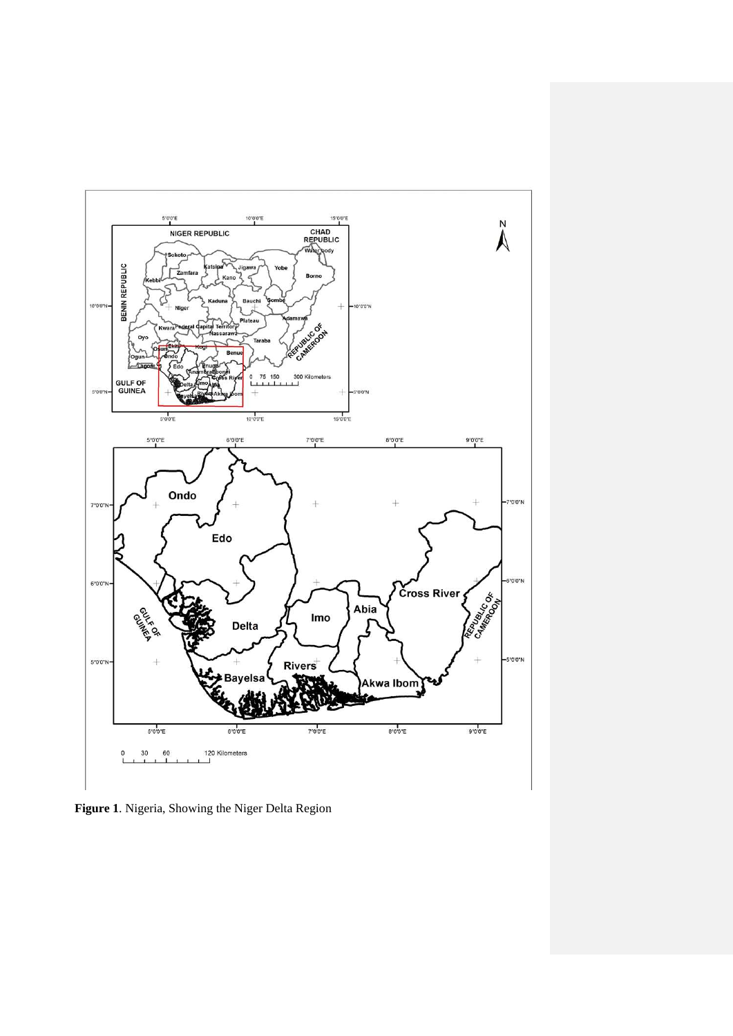**Figure 1**. Nigeria, Showing the Niger Delta Region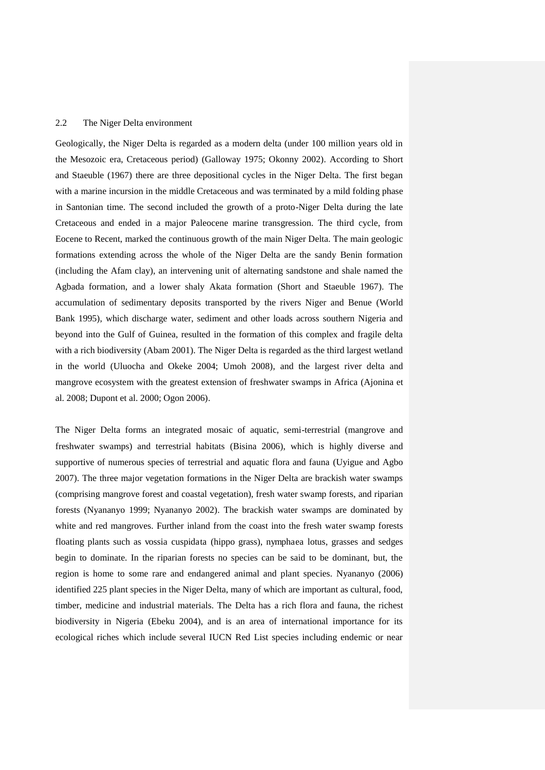## 2.2 The Niger Delta environment

Geologically, the Niger Delta is regarded as a modern delta (under 100 million years old in the Mesozoic era, Cretaceous period) (Galloway 1975; Okonny 2002). According to Short and Staeuble (1967) there are three depositional cycles in the Niger Delta. The first began with a marine incursion in the middle Cretaceous and was terminated by a mild folding phase in Santonian time. The second included the growth of a proto-Niger Delta during the late Cretaceous and ended in a major Paleocene marine transgression. The third cycle, from Eocene to Recent, marked the continuous growth of the main Niger Delta. The main geologic formations extending across the whole of the Niger Delta are the sandy Benin formation (including the Afam clay), an intervening unit of alternating sandstone and shale named the Agbada formation, and a lower shaly Akata formation (Short and Staeuble 1967). The accumulation of sedimentary deposits transported by the rivers Niger and Benue (World Bank 1995), which discharge water, sediment and other loads across southern Nigeria and beyond into the Gulf of Guinea, resulted in the formation of this complex and fragile delta with a rich biodiversity (Abam 2001). The Niger Delta is regarded as the third largest wetland in the world (Uluocha and Okeke 2004; Umoh 2008), and the largest river delta and mangrove ecosystem with the greatest extension of freshwater swamps in Africa (Ajonina et al. 2008; Dupont et al. 2000; Ogon 2006).

The Niger Delta forms an integrated mosaic of aquatic, semi-terrestrial (mangrove and freshwater swamps) and terrestrial habitats (Bisina 2006), which is highly diverse and supportive of numerous species of terrestrial and aquatic flora and fauna (Uyigue and Agbo 2007). The three major vegetation formations in the Niger Delta are brackish water swamps (comprising mangrove forest and coastal vegetation), fresh water swamp forests, and riparian forests (Nyananyo 1999; Nyananyo 2002). The brackish water swamps are dominated by white and red mangroves. Further inland from the coast into the fresh water swamp forests floating plants such as vossia cuspidata (hippo grass), nymphaea lotus, grasses and sedges begin to dominate. In the riparian forests no species can be said to be dominant, but, the region is home to some rare and endangered animal and plant species. Nyananyo (2006) identified 225 plant species in the Niger Delta, many of which are important as cultural, food, timber, medicine and industrial materials. The Delta has a rich flora and fauna, the richest biodiversity in Nigeria (Ebeku 2004), and is an area of international importance for its ecological riches which include several IUCN Red List species including endemic or near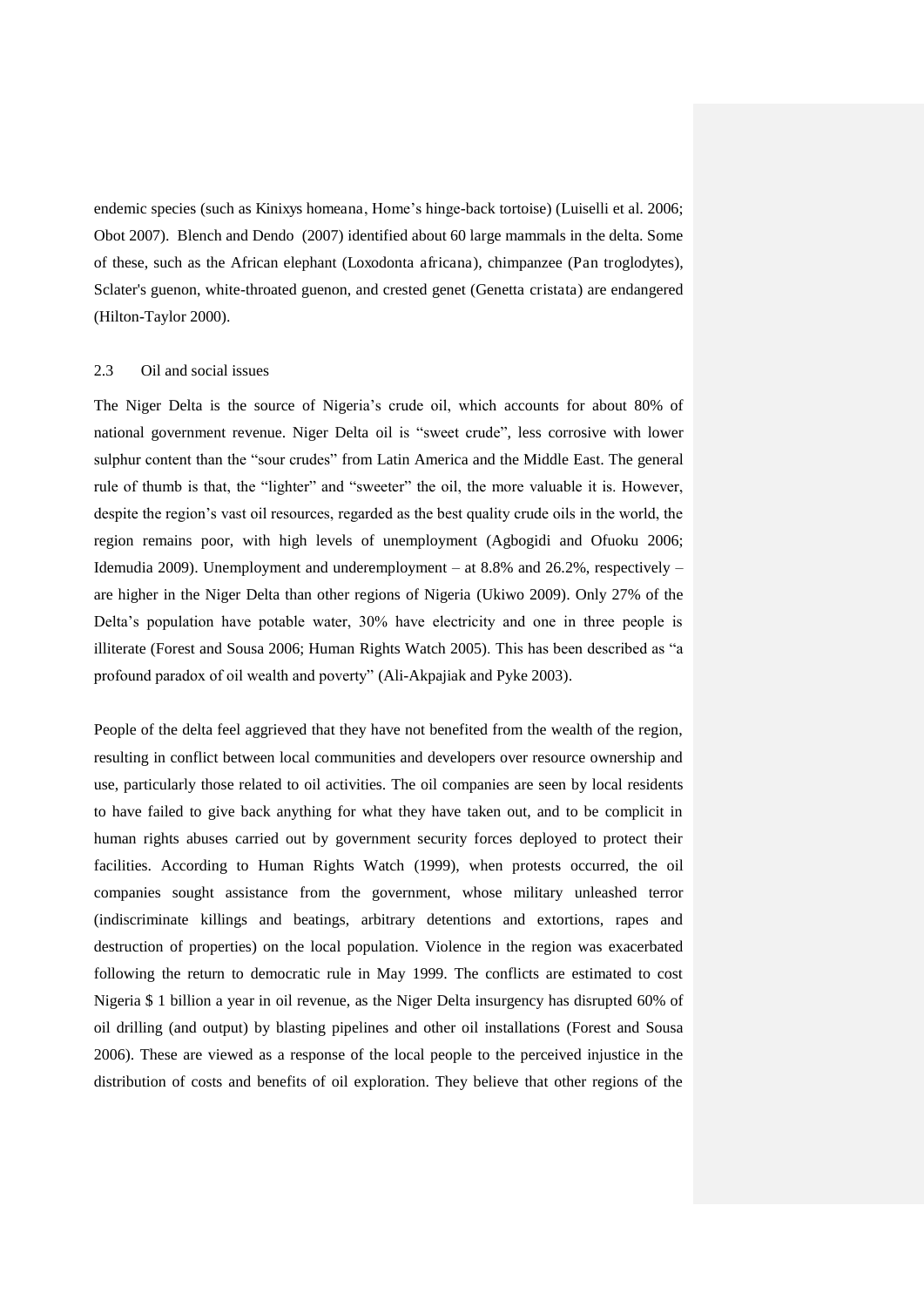endemic species (such as Kinixys homeana, Home's hinge-back tortoise) (Luiselli et al. 2006; Obot 2007). Blench and Dendo (2007) identified about 60 large mammals in the delta. Some of these, such as the African elephant (Loxodonta africana), chimpanzee (Pan troglodytes), Sclater's guenon, white-throated guenon, and crested genet (Genetta cristata) are endangered (Hilton-Taylor 2000).

## 2.3 Oil and social issues

The Niger Delta is the source of Nigeria's crude oil, which accounts for about 80% of national government revenue. Niger Delta oil is "sweet crude", less corrosive with lower sulphur content than the "sour crudes" from Latin America and the Middle East. The general rule of thumb is that, the "lighter" and "sweeter" the oil, the more valuable it is. However, despite the region's vast oil resources, regarded as the best quality crude oils in the world, the region remains poor, with high levels of unemployment (Agbogidi and Ofuoku 2006; Idemudia 2009). Unemployment and underemployment – at 8.8% and 26.2%, respectively – are higher in the Niger Delta than other regions of Nigeria (Ukiwo 2009). Only 27% of the Delta's population have potable water, 30% have electricity and one in three people is illiterate (Forest and Sousa 2006; Human Rights Watch 2005). This has been described as "a profound paradox of oil wealth and poverty" (Ali-Akpajiak and Pyke 2003).

People of the delta feel aggrieved that they have not benefited from the wealth of the region, resulting in conflict between local communities and developers over resource ownership and use, particularly those related to oil activities. The oil companies are seen by local residents to have failed to give back anything for what they have taken out, and to be complicit in human rights abuses carried out by government security forces deployed to protect their facilities. According to Human Rights Watch (1999), when protests occurred, the oil companies sought assistance from the government, whose military unleashed terror (indiscriminate killings and beatings, arbitrary detentions and extortions, rapes and destruction of properties) on the local population. Violence in the region was exacerbated following the return to democratic rule in May 1999. The conflicts are estimated to cost Nigeria $ 1 billion a year in oil revenue, as the Niger Delta insurgency has disrupted 60% of oil drilling (and output) by blasting pipelines and other oil installations (Forest and Sousa 2006). These are viewed as a response of the local people to the perceived injustice in the distribution of costs and benefits of oil exploration. They believe that other regions of the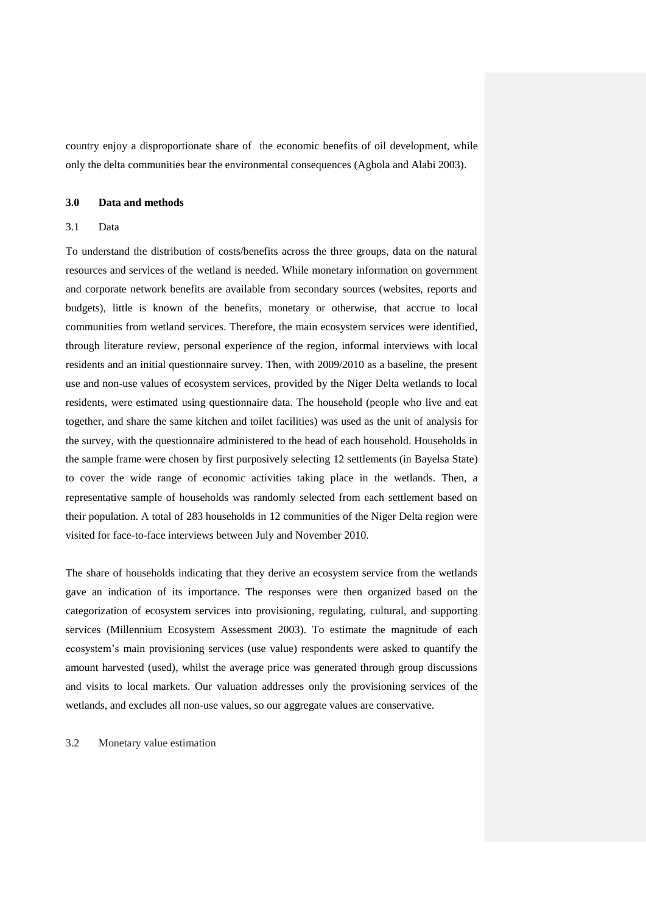country enjoy a disproportionate share of the economic benefits of oil development, while only the delta communities bear the environmental consequences (Agbola and Alabi 2003).

## 3.0 Data and methods

### 3.1 Data

To understand the distribution of costs/benefits across the three groups, data on the natural resources and services of the wetland is needed. While monetary information on government and corporate network benefits are available from secondary sources (websites, reports and budgets), little is known of the benefits, monetary or otherwise, that accrue to local communities from wetland services. Therefore, the main ecosystem services were identified, through literature review, personal experience of the region, informal interviews with local residents and an initial questionnaire survey. Then, with 2009/2010 as a baseline, the present use and non-use values of ecosystem services, provided by the Niger Delta wetlands to local residents, were estimated using questionnaire data. The household (people who live and eat together, and share the same kitchen and toilet facilities) was used as the unit of analysis for the survey, with the questionnaire administered to the head of each household. Households in the sample frame were chosen by first purposively selecting 12 settlements (in Bayelsa State) to cover the wide range of economic activities taking place in the wetlands. Then, a representative sample of households was randomly selected from each settlement based on their population. A total of 283 households in 12 communities of the Niger Delta region were visited for face-to-face interviews between July and November 2010.

The share of households indicating that they derive an ecosystem service from the wetlands gave an indication of its importance. The responses were then organized based on the categorization of ecosystem services into provisioning, regulating, cultural, and supporting services (Millennium Ecosystem Assessment 2003). To estimate the magnitude of each ecosystem's main provisioning services (use value) respondents were asked to quantify the amount harvested (used), whilst the average price was generated through group discussions and visits to local markets. Our valuation addresses only the provisioning services of the wetlands, and excludes all non-use values, so our aggregate values are conservative.

### 3.2 Monetary value estimation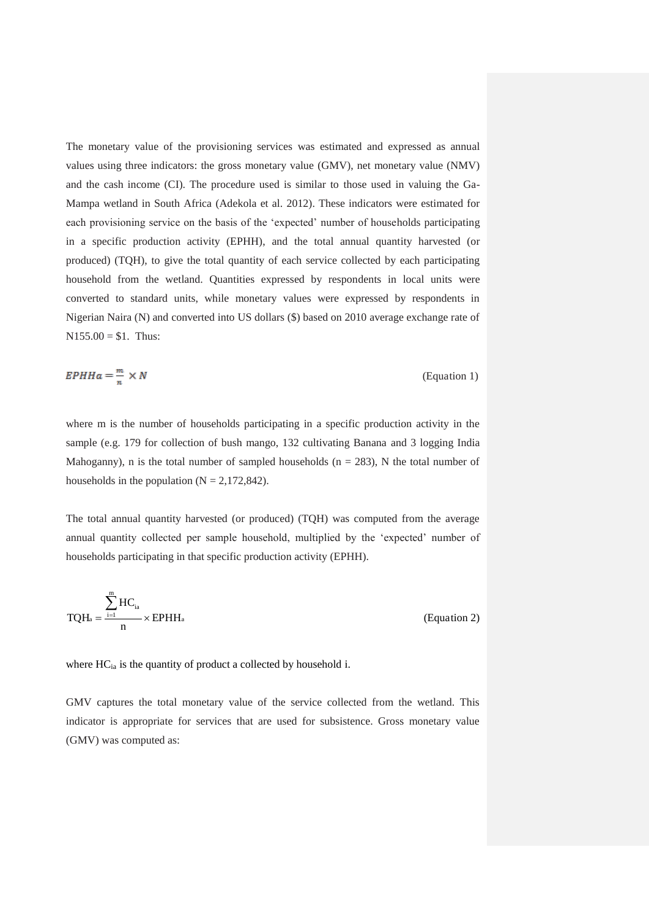The monetary value of the provisioning services was estimated and expressed as annual values using three indicators: the gross monetary value (GMV), net monetary value (NMV) and the cash income (CI). The procedure used is similar to those used in valuing the Ga-Mampa wetland in South Africa (Adekola et al. 2012). These indicators were estimated for each provisioning service on the basis of the 'expected' number of households participating in a specific production activity (EPHH), and the total annual quantity harvested (or produced) (TQH), to give the total quantity of each service collected by each participating household from the wetland. Quantities expressed by respondents in local units were converted to standard units, while monetary values were expressed by respondents in Nigerian Naira (N) and converted into US dollars ($) based on 2010 average exchange rate of N155.00 = $1. Thus:

$$EPHHa = \frac{m}{n} \times N \qquad \text{(Equation 1)}$$

where m is the number of households participating in a specific production activity in the sample (e.g. 179 for collection of bush mango, 132 cultivating Banana and 3 logging India Mahogany), n is the total number of sampled households (n = 283), N the total number of households in the population (N = 2,172,842).

The total annual quantity harvested (or produced) (TQH) was computed from the average annual quantity collected per sample household, multiplied by the 'expected' number of households participating in that specific production activity (EPHH).

$$TQH_a = \frac{\sum_{i=1}^{m} HC_{ia}}{n} \times EPHH_a \qquad \text{(Equation 2)}$$

where $HC_{ia}$ is the quantity of product a collected by household i.

GMV captures the total monetary value of the service collected from the wetland. This indicator is appropriate for services that are used for subsistence. Gross monetary value (GMV) was computed as: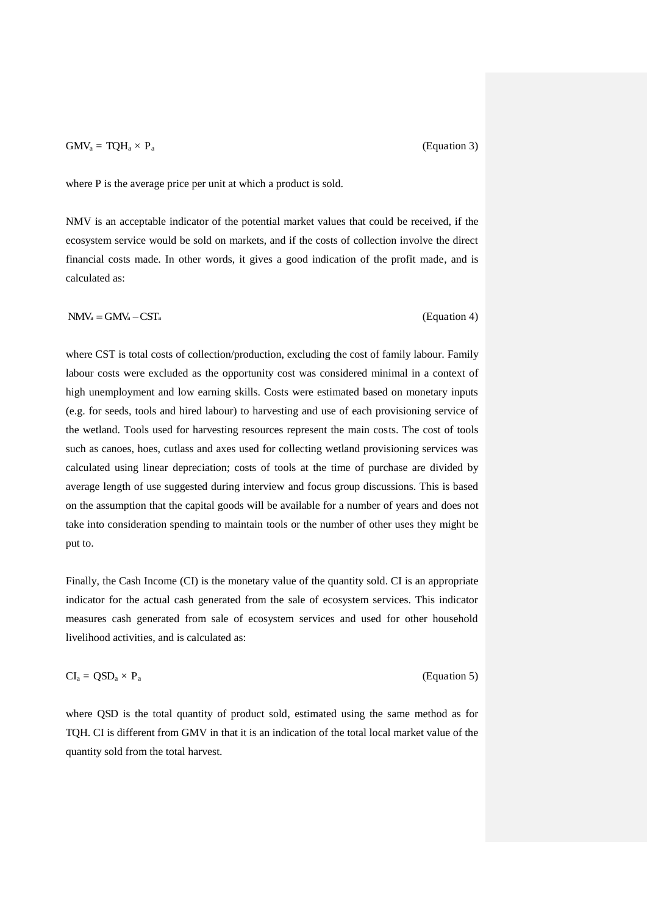$$GMV_a = TQH_a \times P_a \qquad \text{(Equation 3)}$$

where P is the average price per unit at which a product is sold.

NMV is an acceptable indicator of the potential market values that could be received, if the ecosystem service would be sold on markets, and if the costs of collection involve the direct financial costs made. In other words, it gives a good indication of the profit made, and is calculated as:

$$NMV_a = GMV_a - CST_a \qquad \text{(Equation 4)}$$

where CST is total costs of collection/production, excluding the cost of family labour. Family labour costs were excluded as the opportunity cost was considered minimal in a context of high unemployment and low earning skills. Costs were estimated based on monetary inputs (e.g. for seeds, tools and hired labour) to harvesting and use of each provisioning service of the wetland. Tools used for harvesting resources represent the main costs. The cost of tools such as canoes, hoes, cutlass and axes used for collecting wetland provisioning services was calculated using linear depreciation; costs of tools at the time of purchase are divided by average length of use suggested during interview and focus group discussions. This is based on the assumption that the capital goods will be available for a number of years and does not take into consideration spending to maintain tools or the number of other uses they might be put to.

Finally, the Cash Income (CI) is the monetary value of the quantity sold. CI is an appropriate indicator for the actual cash generated from the sale of ecosystem services. This indicator measures cash generated from sale of ecosystem services and used for other household livelihood activities, and is calculated as:

$$CI_a = QSD_a \times P_a \qquad \text{(Equation 5)}$$

where QSD is the total quantity of product sold, estimated using the same method as for TQH. CI is different from GMV in that it is an indication of the total local market value of the quantity sold from the total harvest.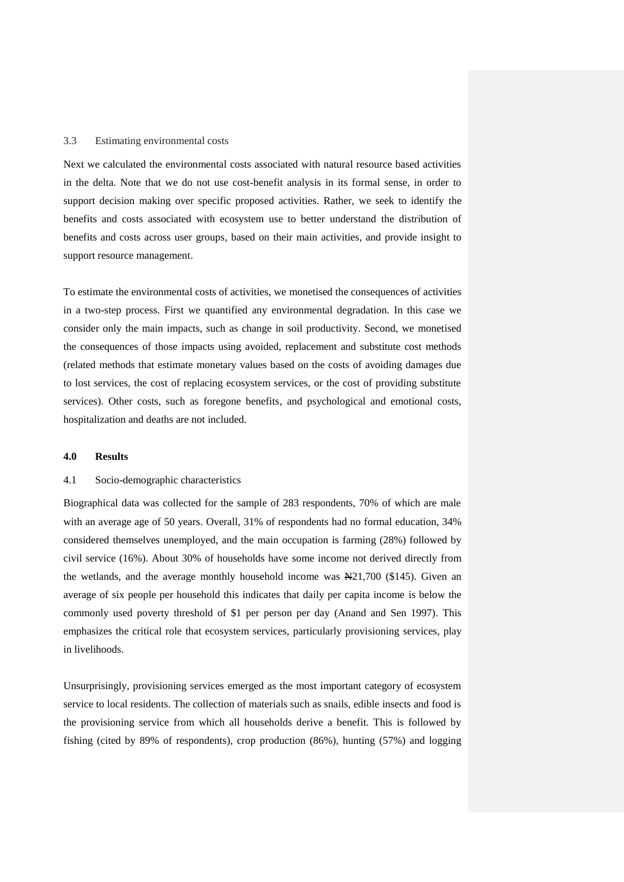### 3.3 Estimating environmental costs

Next we calculated the environmental costs associated with natural resource based activities in the delta. Note that we do not use cost-benefit analysis in its formal sense, in order to support decision making over specific proposed activities. Rather, we seek to identify the benefits and costs associated with ecosystem use to better understand the distribution of benefits and costs across user groups, based on their main activities, and provide insight to support resource management.

To estimate the environmental costs of activities, we monetised the consequences of activities in a two-step process. First we quantified any environmental degradation. In this case we consider only the main impacts, such as change in soil productivity. Second, we monetised the consequences of those impacts using avoided, replacement and substitute cost methods (related methods that estimate monetary values based on the costs of avoiding damages due to lost services, the cost of replacing ecosystem services, or the cost of providing substitute services). Other costs, such as foregone benefits, and psychological and emotional costs, hospitalization and deaths are not included.

## 4.0 Results

### 4.1 Socio-demographic characteristics

Biographical data was collected for the sample of 283 respondents, 70% of which are male with an average age of 50 years. Overall, 31% of respondents had no formal education, 34% considered themselves unemployed, and the main occupation is farming (28%) followed by civil service (16%). About 30% of households have some income not derived directly from the wetlands, and the average monthly household income was ₦21,700 ($145). Given an average of six people per household this indicates that daily per capita income is below the commonly used poverty threshold of $1 per person per day (Anand and Sen 1997). This emphasizes the critical role that ecosystem services, particularly provisioning services, play in livelihoods.

Unsurprisingly, provisioning services emerged as the most important category of ecosystem service to local residents. The collection of materials such as snails, edible insects and food is the provisioning service from which all households derive a benefit. This is followed by fishing (cited by 89% of respondents), crop production (86%), hunting (57%) and logging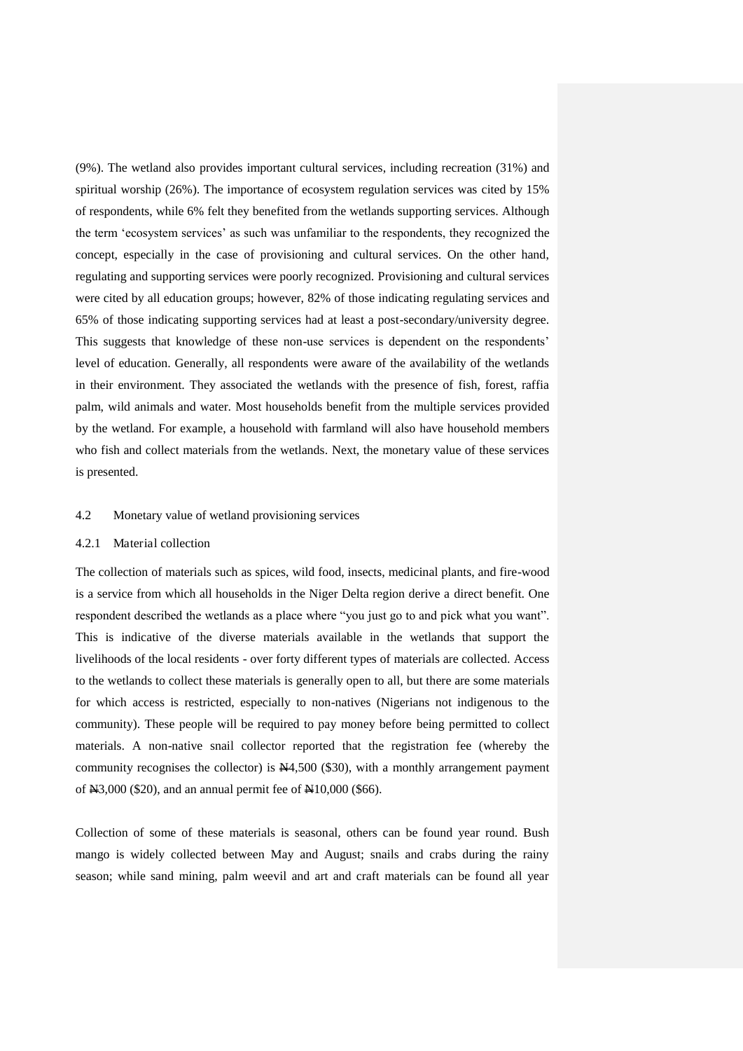(9%). The wetland also provides important cultural services, including recreation (31%) and spiritual worship (26%). The importance of ecosystem regulation services was cited by 15% of respondents, while 6% felt they benefited from the wetlands supporting services. Although the term 'ecosystem services' as such was unfamiliar to the respondents, they recognized the concept, especially in the case of provisioning and cultural services. On the other hand, regulating and supporting services were poorly recognized. Provisioning and cultural services were cited by all education groups; however, 82% of those indicating regulating services and 65% of those indicating supporting services had at least a post-secondary/university degree. This suggests that knowledge of these non-use services is dependent on the respondents' level of education. Generally, all respondents were aware of the availability of the wetlands in their environment. They associated the wetlands with the presence of fish, forest, raffia palm, wild animals and water. Most households benefit from the multiple services provided by the wetland. For example, a household with farmland will also have household members who fish and collect materials from the wetlands. Next, the monetary value of these services is presented.

## 4.2 Monetary value of wetland provisioning services

### 4.2.1 Material collection

The collection of materials such as spices, wild food, insects, medicinal plants, and fire-wood is a service from which all households in the Niger Delta region derive a direct benefit. One respondent described the wetlands as a place where "you just go to and pick what you want". This is indicative of the diverse materials available in the wetlands that support the livelihoods of the local residents - over forty different types of materials are collected. Access to the wetlands to collect these materials is generally open to all, but there are some materials for which access is restricted, especially to non-natives (Nigerians not indigenous to the community). These people will be required to pay money before being permitted to collect materials. A non-native snail collector reported that the registration fee (whereby the community recognises the collector) is ₦4,500 ($30), with a monthly arrangement payment of ₦3,000 ($20), and an annual permit fee of ₦10,000 ($66).

Collection of some of these materials is seasonal, others can be found year round. Bush mango is widely collected between May and August; snails and crabs during the rainy season; while sand mining, palm weevil and art and craft materials can be found all year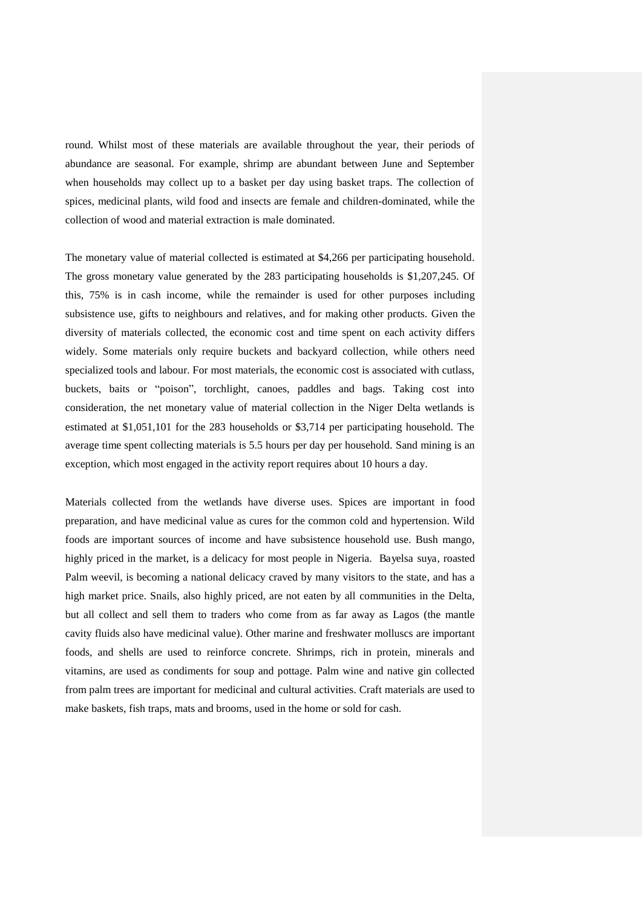round. Whilst most of these materials are available throughout the year, their periods of abundance are seasonal. For example, shrimp are abundant between June and September when households may collect up to a basket per day using basket traps. The collection of spices, medicinal plants, wild food and insects are female and children-dominated, while the collection of wood and material extraction is male dominated.

The monetary value of material collected is estimated at $4,266 per participating household. The gross monetary value generated by the 283 participating households is $1,207,245. Of this, 75% is in cash income, while the remainder is used for other purposes including subsistence use, gifts to neighbours and relatives, and for making other products. Given the diversity of materials collected, the economic cost and time spent on each activity differs widely. Some materials only require buckets and backyard collection, while others need specialized tools and labour. For most materials, the economic cost is associated with cutlass, buckets, baits or "poison", torchlight, canoes, paddles and bags. Taking cost into consideration, the net monetary value of material collection in the Niger Delta wetlands is estimated at $1,051,101 for the 283 households or $3,714 per participating household. The average time spent collecting materials is 5.5 hours per day per household. Sand mining is an exception, which most engaged in the activity report requires about 10 hours a day.

Materials collected from the wetlands have diverse uses. Spices are important in food preparation, and have medicinal value as cures for the common cold and hypertension. Wild foods are important sources of income and have subsistence household use. Bush mango, highly priced in the market, is a delicacy for most people in Nigeria. Bayelsa suya, roasted Palm weevil, is becoming a national delicacy craved by many visitors to the state, and has a high market price. Snails, also highly priced, are not eaten by all communities in the Delta, but all collect and sell them to traders who come from as far away as Lagos (the mantle cavity fluids also have medicinal value). Other marine and freshwater molluscs are important foods, and shells are used to reinforce concrete. Shrimps, rich in protein, minerals and vitamins, are used as condiments for soup and pottage. Palm wine and native gin collected from palm trees are important for medicinal and cultural activities. Craft materials are used to make baskets, fish traps, mats and brooms, used in the home or sold for cash.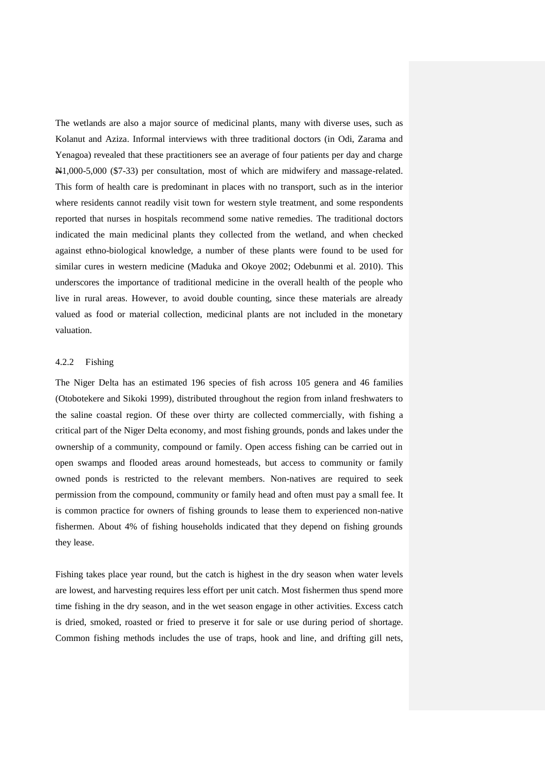The wetlands are also a major source of medicinal plants, many with diverse uses, such as Kolanut and Aziza. Informal interviews with three traditional doctors (in Odi, Zarama and Yenagoa) revealed that these practitioners see an average of four patients per day and charge ₦1,000-5,000 ($7-33) per consultation, most of which are midwifery and massage-related. This form of health care is predominant in places with no transport, such as in the interior where residents cannot readily visit town for western style treatment, and some respondents reported that nurses in hospitals recommend some native remedies. The traditional doctors indicated the main medicinal plants they collected from the wetland, and when checked against ethno-biological knowledge, a number of these plants were found to be used for similar cures in western medicine (Maduka and Okoye 2002; Odebunmi et al. 2010). This underscores the importance of traditional medicine in the overall health of the people who live in rural areas. However, to avoid double counting, since these materials are already valued as food or material collection, medicinal plants are not included in the monetary valuation.

#### 4.2.2 Fishing

The Niger Delta has an estimated 196 species of fish across 105 genera and 46 families (Otobotekere and Sikoki 1999), distributed throughout the region from inland freshwaters to the saline coastal region. Of these over thirty are collected commercially, with fishing a critical part of the Niger Delta economy, and most fishing grounds, ponds and lakes under the ownership of a community, compound or family. Open access fishing can be carried out in open swamps and flooded areas around homesteads, but access to community or family owned ponds is restricted to the relevant members. Non-natives are required to seek permission from the compound, community or family head and often must pay a small fee. It is common practice for owners of fishing grounds to lease them to experienced non-native fishermen. About 4% of fishing households indicated that they depend on fishing grounds they lease.

Fishing takes place year round, but the catch is highest in the dry season when water levels are lowest, and harvesting requires less effort per unit catch. Most fishermen thus spend more time fishing in the dry season, and in the wet season engage in other activities. Excess catch is dried, smoked, roasted or fried to preserve it for sale or use during period of shortage. Common fishing methods includes the use of traps, hook and line, and drifting gill nets,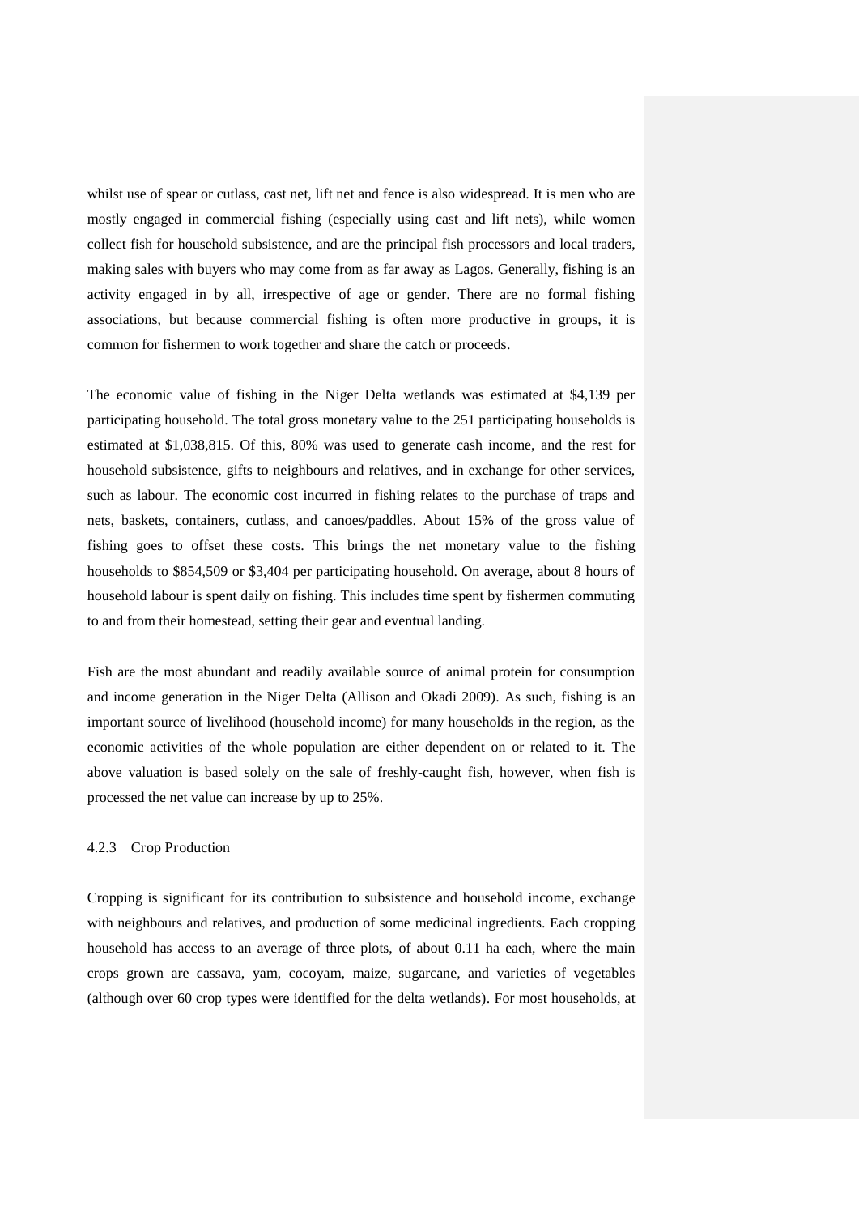whilst use of spear or cutlass, cast net, lift net and fence is also widespread. It is men who are mostly engaged in commercial fishing (especially using cast and lift nets), while women collect fish for household subsistence, and are the principal fish processors and local traders, making sales with buyers who may come from as far away as Lagos. Generally, fishing is an activity engaged in by all, irrespective of age or gender. There are no formal fishing associations, but because commercial fishing is often more productive in groups, it is common for fishermen to work together and share the catch or proceeds.

The economic value of fishing in the Niger Delta wetlands was estimated at $4,139 per participating household. The total gross monetary value to the 251 participating households is estimated at $1,038,815. Of this, 80% was used to generate cash income, and the rest for household subsistence, gifts to neighbours and relatives, and in exchange for other services, such as labour. The economic cost incurred in fishing relates to the purchase of traps and nets, baskets, containers, cutlass, and canoes/paddles. About 15% of the gross value of fishing goes to offset these costs. This brings the net monetary value to the fishing households to $854,509 or $3,404 per participating household. On average, about 8 hours of household labour is spent daily on fishing. This includes time spent by fishermen commuting to and from their homestead, setting their gear and eventual landing.

Fish are the most abundant and readily available source of animal protein for consumption and income generation in the Niger Delta (Allison and Okadi 2009). As such, fishing is an important source of livelihood (household income) for many households in the region, as the economic activities of the whole population are either dependent on or related to it. The above valuation is based solely on the sale of freshly-caught fish, however, when fish is processed the net value can increase by up to 25%.

### 4.2.3 Crop Production

Cropping is significant for its contribution to subsistence and household income, exchange with neighbours and relatives, and production of some medicinal ingredients. Each cropping household has access to an average of three plots, of about 0.11 ha each, where the main crops grown are cassava, yam, cocoyam, maize, sugarcane, and varieties of vegetables (although over 60 crop types were identified for the delta wetlands). For most households, at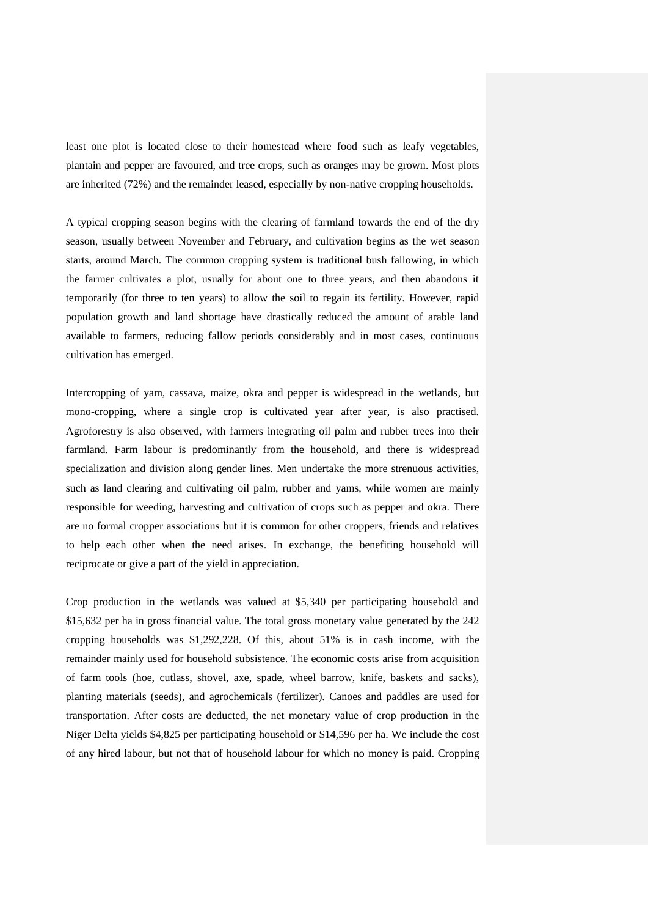least one plot is located close to their homestead where food such as leafy vegetables, plantain and pepper are favoured, and tree crops, such as oranges may be grown. Most plots are inherited (72%) and the remainder leased, especially by non-native cropping households.

A typical cropping season begins with the clearing of farmland towards the end of the dry season, usually between November and February, and cultivation begins as the wet season starts, around March. The common cropping system is traditional bush fallowing, in which the farmer cultivates a plot, usually for about one to three years, and then abandons it temporarily (for three to ten years) to allow the soil to regain its fertility. However, rapid population growth and land shortage have drastically reduced the amount of arable land available to farmers, reducing fallow periods considerably and in most cases, continuous cultivation has emerged.

Intercropping of yam, cassava, maize, okra and pepper is widespread in the wetlands, but mono-cropping, where a single crop is cultivated year after year, is also practised. Agroforestry is also observed, with farmers integrating oil palm and rubber trees into their farmland. Farm labour is predominantly from the household, and there is widespread specialization and division along gender lines. Men undertake the more strenuous activities, such as land clearing and cultivating oil palm, rubber and yams, while women are mainly responsible for weeding, harvesting and cultivation of crops such as pepper and okra. There are no formal cropper associations but it is common for other croppers, friends and relatives to help each other when the need arises. In exchange, the benefiting household will reciprocate or give a part of the yield in appreciation.

Crop production in the wetlands was valued at $5,340 per participating household and $15,632 per ha in gross financial value. The total gross monetary value generated by the 242 cropping households was $1,292,228. Of this, about 51% is in cash income, with the remainder mainly used for household subsistence. The economic costs arise from acquisition of farm tools (hoe, cutlass, shovel, axe, spade, wheel barrow, knife, baskets and sacks), planting materials (seeds), and agrochemicals (fertilizer). Canoes and paddles are used for transportation. After costs are deducted, the net monetary value of crop production in the Niger Delta yields $4,825 per participating household or $14,596 per ha. We include the cost of any hired labour, but not that of household labour for which no money is paid. Cropping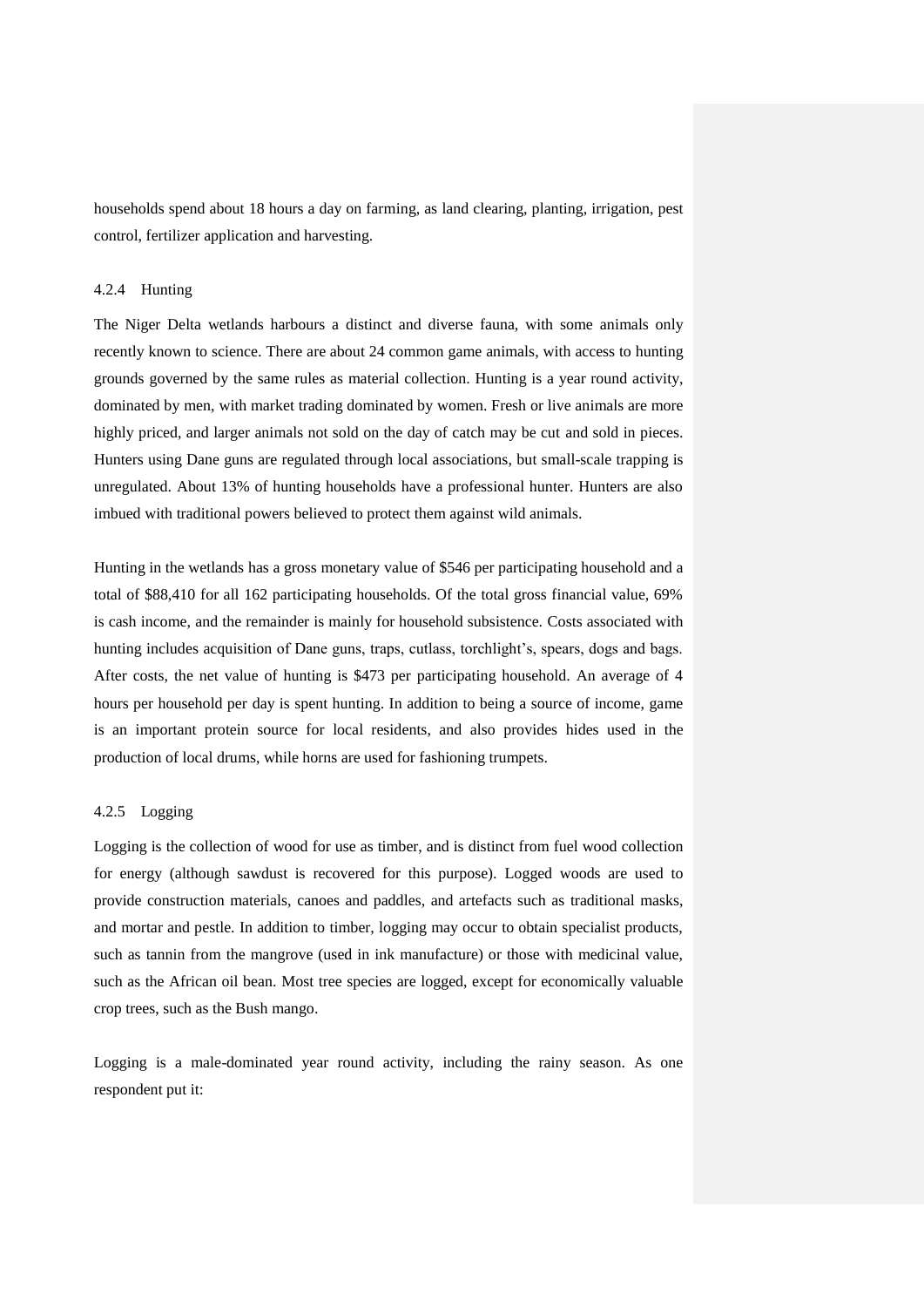households spend about 18 hours a day on farming, as land clearing, planting, irrigation, pest control, fertilizer application and harvesting.

### 4.2.4 Hunting

The Niger Delta wetlands harbours a distinct and diverse fauna, with some animals only recently known to science. There are about 24 common game animals, with access to hunting grounds governed by the same rules as material collection. Hunting is a year round activity, dominated by men, with market trading dominated by women. Fresh or live animals are more highly priced, and larger animals not sold on the day of catch may be cut and sold in pieces. Hunters using Dane guns are regulated through local associations, but small-scale trapping is unregulated. About 13% of hunting households have a professional hunter. Hunters are also imbued with traditional powers believed to protect them against wild animals.

Hunting in the wetlands has a gross monetary value of $546 per participating household and a total of $88,410 for all 162 participating households. Of the total gross financial value, 69% is cash income, and the remainder is mainly for household subsistence. Costs associated with hunting includes acquisition of Dane guns, traps, cutlass, torchlight's, spears, dogs and bags. After costs, the net value of hunting is $473 per participating household. An average of 4 hours per household per day is spent hunting. In addition to being a source of income, game is an important protein source for local residents, and also provides hides used in the production of local drums, while horns are used for fashioning trumpets.

### 4.2.5 Logging

Logging is the collection of wood for use as timber, and is distinct from fuel wood collection for energy (although sawdust is recovered for this purpose). Logged woods are used to provide construction materials, canoes and paddles, and artefacts such as traditional masks, and mortar and pestle. In addition to timber, logging may occur to obtain specialist products, such as tannin from the mangrove (used in ink manufacture) or those with medicinal value, such as the African oil bean. Most tree species are logged, except for economically valuable crop trees, such as the Bush mango.

Logging is a male-dominated year round activity, including the rainy season. As one respondent put it: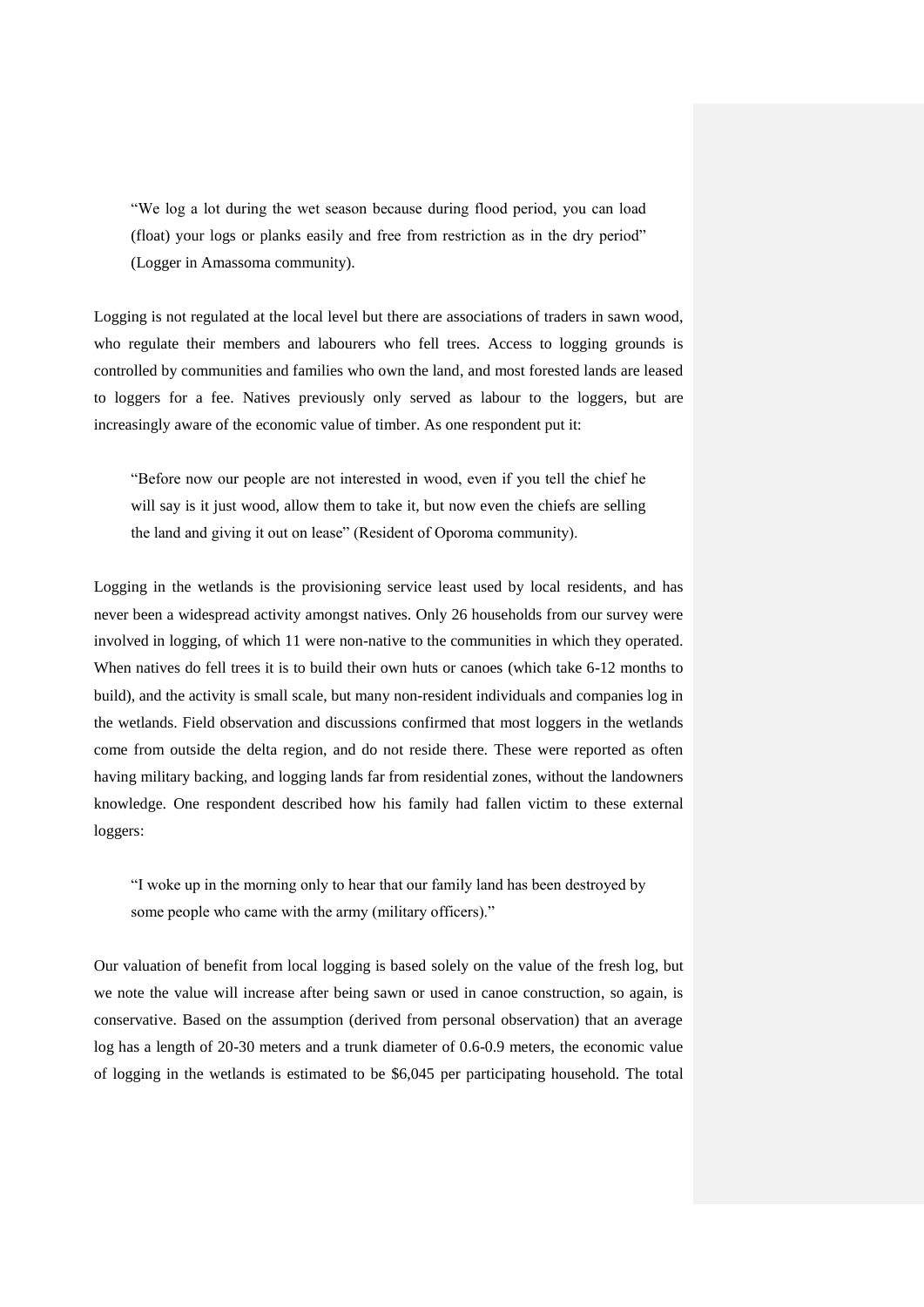> "We log a lot during the wet season because during flood period, you can load (float) your logs or planks easily and free from restriction as in the dry period" (Logger in Amassoma community).

Logging is not regulated at the local level but there are associations of traders in sawn wood, who regulate their members and labourers who fell trees. Access to logging grounds is controlled by communities and families who own the land, and most forested lands are leased to loggers for a fee. Natives previously only served as labour to the loggers, but are increasingly aware of the economic value of timber. As one respondent put it:

> "Before now our people are not interested in wood, even if you tell the chief he will say is it just wood, allow them to take it, but now even the chiefs are selling the land and giving it out on lease" (Resident of Oporoma community).

Logging in the wetlands is the provisioning service least used by local residents, and has never been a widespread activity amongst natives. Only 26 households from our survey were involved in logging, of which 11 were non-native to the communities in which they operated. When natives do fell trees it is to build their own huts or canoes (which take 6-12 months to build), and the activity is small scale, but many non-resident individuals and companies log in the wetlands. Field observation and discussions confirmed that most loggers in the wetlands come from outside the delta region, and do not reside there. These were reported as often having military backing, and logging lands far from residential zones, without the landowners knowledge. One respondent described how his family had fallen victim to these external loggers:

> "I woke up in the morning only to hear that our family land has been destroyed by some people who came with the army (military officers)."

Our valuation of benefit from local logging is based solely on the value of the fresh log, but we note the value will increase after being sawn or used in canoe construction, so again, is conservative. Based on the assumption (derived from personal observation) that an average log has a length of 20-30 meters and a trunk diameter of 0.6-0.9 meters, the economic value of logging in the wetlands is estimated to be $6,045 per participating household. The total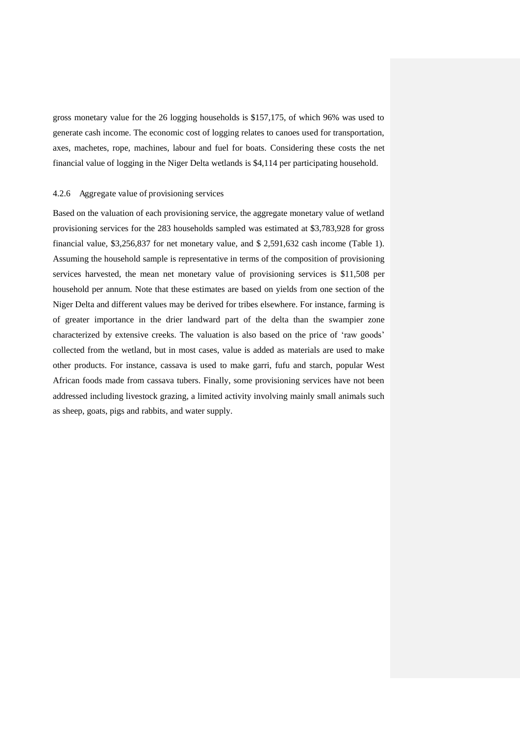gross monetary value for the 26 logging households is $157,175, of which 96% was used to generate cash income. The economic cost of logging relates to canoes used for transportation, axes, machetes, rope, machines, labour and fuel for boats. Considering these costs the net financial value of logging in the Niger Delta wetlands is $4,114 per participating household.

#### 4.2.6 Aggregate value of provisioning services

Based on the valuation of each provisioning service, the aggregate monetary value of wetland provisioning services for the 283 households sampled was estimated at $3,783,928 for gross financial value, $3,256,837 for net monetary value, and $ 2,591,632 cash income (Table 1). Assuming the household sample is representative in terms of the composition of provisioning services harvested, the mean net monetary value of provisioning services is $11,508 per household per annum. Note that these estimates are based on yields from one section of the Niger Delta and different values may be derived for tribes elsewhere. For instance, farming is of greater importance in the drier landward part of the delta than the swampier zone characterized by extensive creeks. The valuation is also based on the price of 'raw goods' collected from the wetland, but in most cases, value is added as materials are used to make other products. For instance, cassava is used to make garri, fufu and starch, popular West African foods made from cassava tubers. Finally, some provisioning services have not been addressed including livestock grazing, a limited activity involving mainly small animals such as sheep, goats, pigs and rabbits, and water supply.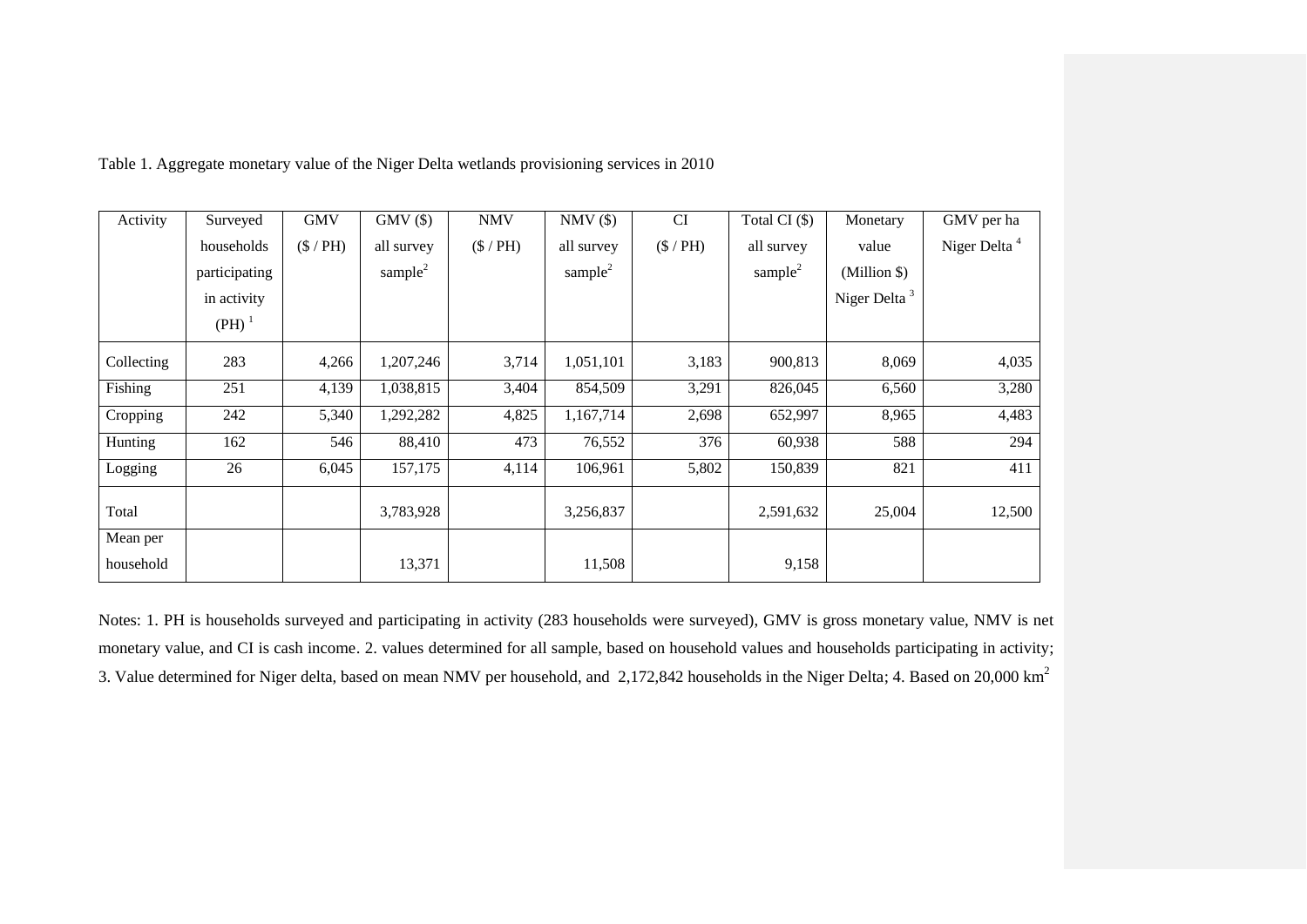Table 1. Aggregate monetary value of the Niger Delta wetlands provisioning services in 2010

| Activity | Surveyed households participating in activity (PH) [1] | GMV ($ / PH) | GMV ($) all survey sample[2] | NMV ($ / PH) | NMV ($) all survey sample[2] | CI ($ / PH) | Total CI ($) all survey sample[2] | Monetary value (Million $) Niger Delta [3] | GMV per ha Niger Delta [4] |
|---|---|---|---|---|---|---|---|---|---|
| Collecting | 283 | 4,266 | 1,207,246 | 3,714 | 1,051,101 | 3,183 | 900,813 | 8,069 | 4,035 |
| Fishing | 251 | 4,139 | 1,038,815 | 3,404 | 854,509 | 3,291 | 826,045 | 6,560 | 3,280 |
| Cropping | 242 | 5,340 | 1,292,282 | 4,825 | 1,167,714 | 2,698 | 652,997 | 8,965 | 4,483 |
| Hunting | 162 | 546 | 88,410 | 473 | 76,552 | 376 | 60,938 | 588 | 294 |
| Logging | 26 | 6,045 | 157,175 | 4,114 | 106,961 | 5,802 | 150,839 | 821 | 411 |
| Total | | | 3,783,928 | | 3,256,837 | | 2,591,632 | 25,004 | 12,500 |
| Mean per household | | | 13,371 | | 11,508 | | 9,158 | | |

Notes: 1. PH is households surveyed and participating in activity (283 households were surveyed), GMV is gross monetary value, NMV is net monetary value, and CI is cash income. 2. values determined for all sample, based on household values and households participating in activity; 3. Value determined for Niger delta, based on mean NMV per household, and 2,172,842 households in the Niger Delta; 4. Based on 20,000 $km^2$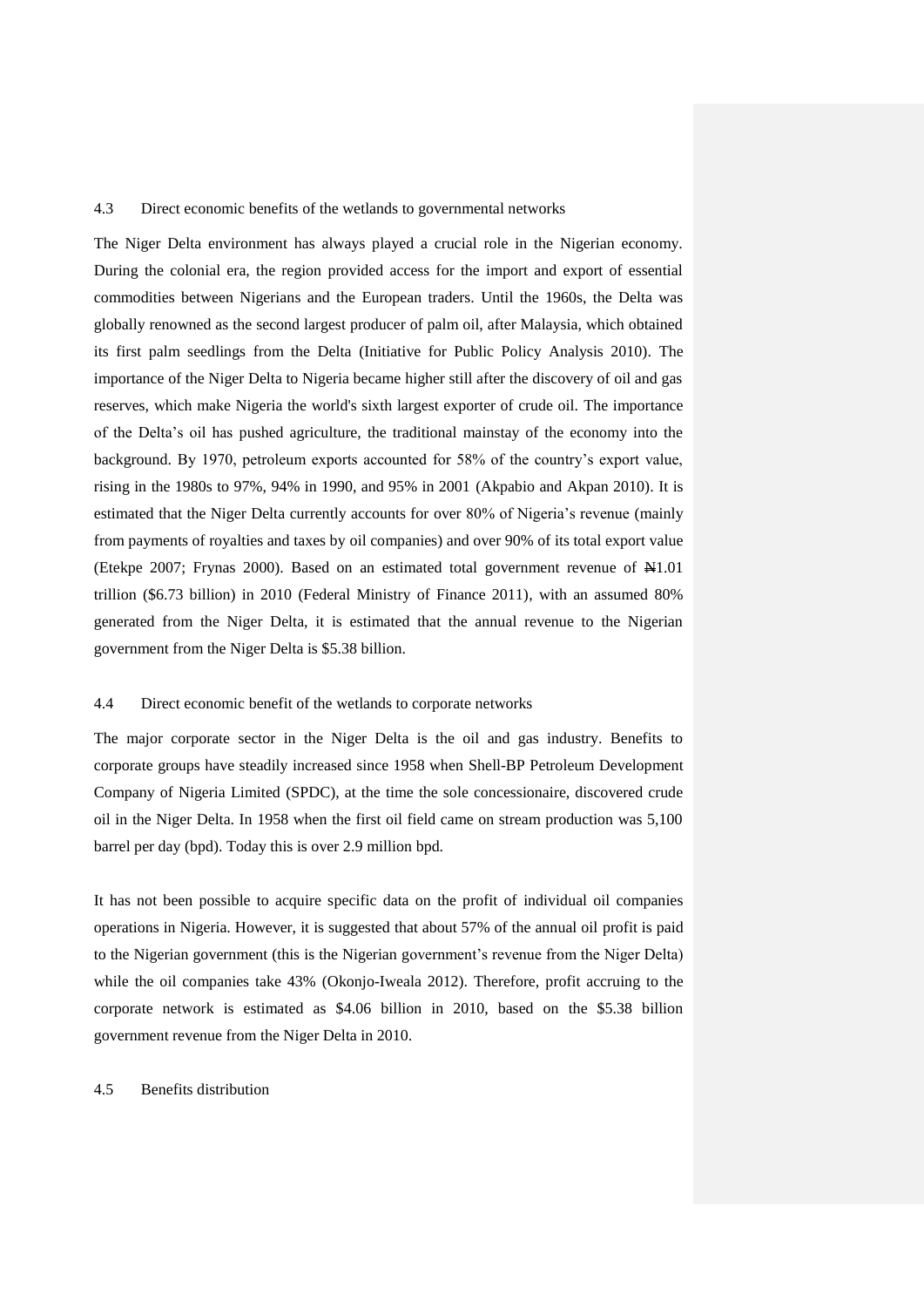### 4.3 Direct economic benefits of the wetlands to governmental networks

The Niger Delta environment has always played a crucial role in the Nigerian economy. During the colonial era, the region provided access for the import and export of essential commodities between Nigerians and the European traders. Until the 1960s, the Delta was globally renowned as the second largest producer of palm oil, after Malaysia, which obtained its first palm seedlings from the Delta (Initiative for Public Policy Analysis 2010). The importance of the Niger Delta to Nigeria became higher still after the discovery of oil and gas reserves, which make Nigeria the world's sixth largest exporter of crude oil. The importance of the Delta's oil has pushed agriculture, the traditional mainstay of the economy into the background. By 1970, petroleum exports accounted for 58% of the country's export value, rising in the 1980s to 97%, 94% in 1990, and 95% in 2001 (Akpabio and Akpan 2010). It is estimated that the Niger Delta currently accounts for over 80% of Nigeria's revenue (mainly from payments of royalties and taxes by oil companies) and over 90% of its total export value (Etekpe 2007; Frynas 2000). Based on an estimated total government revenue of ₦1.01 trillion ($6.73 billion) in 2010 (Federal Ministry of Finance 2011), with an assumed 80% generated from the Niger Delta, it is estimated that the annual revenue to the Nigerian government from the Niger Delta is $5.38 billion.

### 4.4 Direct economic benefit of the wetlands to corporate networks

The major corporate sector in the Niger Delta is the oil and gas industry. Benefits to corporate groups have steadily increased since 1958 when Shell-BP Petroleum Development Company of Nigeria Limited (SPDC), at the time the sole concessionaire, discovered crude oil in the Niger Delta. In 1958 when the first oil field came on stream production was 5,100 barrel per day (bpd). Today this is over 2.9 million bpd.

It has not been possible to acquire specific data on the profit of individual oil companies operations in Nigeria. However, it is suggested that about 57% of the annual oil profit is paid to the Nigerian government (this is the Nigerian government's revenue from the Niger Delta) while the oil companies take 43% (Okonjo-Iweala 2012). Therefore, profit accruing to the corporate network is estimated as $4.06 billion in 2010, based on the $5.38 billion government revenue from the Niger Delta in 2010.

### 4.5 Benefits distribution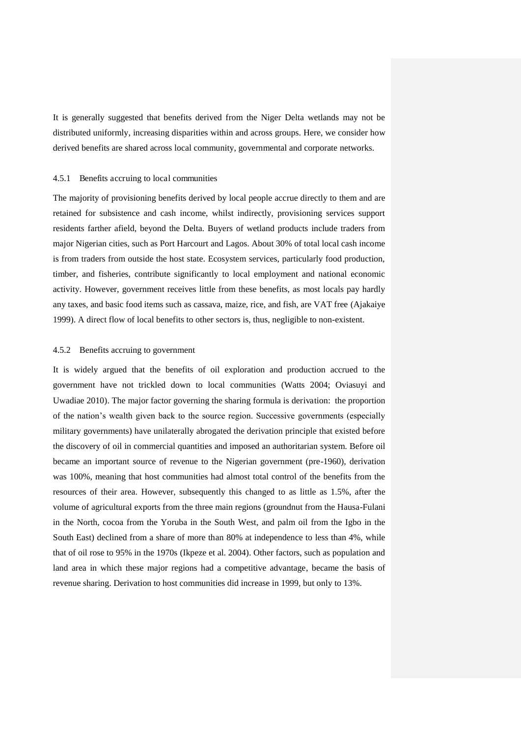It is generally suggested that benefits derived from the Niger Delta wetlands may not be distributed uniformly, increasing disparities within and across groups. Here, we consider how derived benefits are shared across local community, governmental and corporate networks.

### 4.5.1 Benefits accruing to local communities

The majority of provisioning benefits derived by local people accrue directly to them and are retained for subsistence and cash income, whilst indirectly, provisioning services support residents farther afield, beyond the Delta. Buyers of wetland products include traders from major Nigerian cities, such as Port Harcourt and Lagos. About 30% of total local cash income is from traders from outside the host state. Ecosystem services, particularly food production, timber, and fisheries, contribute significantly to local employment and national economic activity. However, government receives little from these benefits, as most locals pay hardly any taxes, and basic food items such as cassava, maize, rice, and fish, are VAT free (Ajakaiye 1999). A direct flow of local benefits to other sectors is, thus, negligible to non-existent.

### 4.5.2 Benefits accruing to government

It is widely argued that the benefits of oil exploration and production accrued to the government have not trickled down to local communities (Watts 2004; Oviasuyi and Uwadiae 2010). The major factor governing the sharing formula is derivation: the proportion of the nation's wealth given back to the source region. Successive governments (especially military governments) have unilaterally abrogated the derivation principle that existed before the discovery of oil in commercial quantities and imposed an authoritarian system. Before oil became an important source of revenue to the Nigerian government (pre-1960), derivation was 100%, meaning that host communities had almost total control of the benefits from the resources of their area. However, subsequently this changed to as little as 1.5%, after the volume of agricultural exports from the three main regions (groundnut from the Hausa-Fulani in the North, cocoa from the Yoruba in the South West, and palm oil from the Igbo in the South East) declined from a share of more than 80% at independence to less than 4%, while that of oil rose to 95% in the 1970s (Ikpeze et al. 2004). Other factors, such as population and land area in which these major regions had a competitive advantage, became the basis of revenue sharing. Derivation to host communities did increase in 1999, but only to 13%.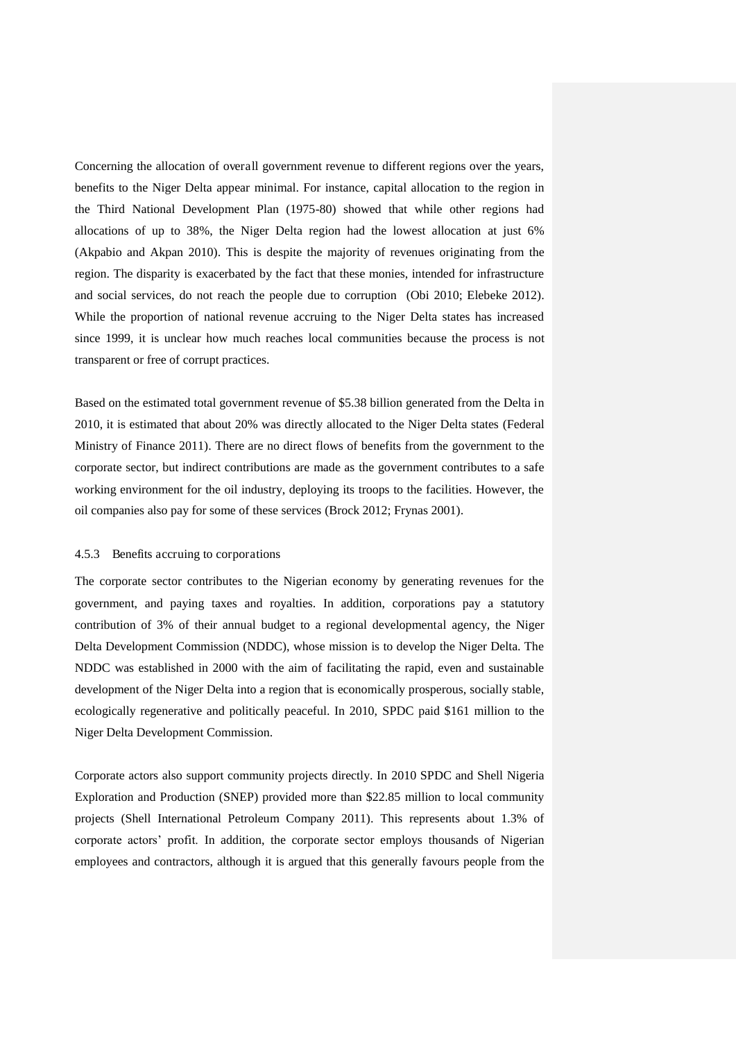Concerning the allocation of overall government revenue to different regions over the years, benefits to the Niger Delta appear minimal. For instance, capital allocation to the region in the Third National Development Plan (1975-80) showed that while other regions had allocations of up to 38%, the Niger Delta region had the lowest allocation at just 6% (Akpabio and Akpan 2010). This is despite the majority of revenues originating from the region. The disparity is exacerbated by the fact that these monies, intended for infrastructure and social services, do not reach the people due to corruption (Obi 2010; Elebeke 2012). While the proportion of national revenue accruing to the Niger Delta states has increased since 1999, it is unclear how much reaches local communities because the process is not transparent or free of corrupt practices.

Based on the estimated total government revenue of $5.38 billion generated from the Delta in 2010, it is estimated that about 20% was directly allocated to the Niger Delta states (Federal Ministry of Finance 2011). There are no direct flows of benefits from the government to the corporate sector, but indirect contributions are made as the government contributes to a safe working environment for the oil industry, deploying its troops to the facilities. However, the oil companies also pay for some of these services (Brock 2012; Frynas 2001).

### 4.5.3 Benefits accruing to corporations

The corporate sector contributes to the Nigerian economy by generating revenues for the government, and paying taxes and royalties. In addition, corporations pay a statutory contribution of 3% of their annual budget to a regional developmental agency, the Niger Delta Development Commission (NDDC), whose mission is to develop the Niger Delta. The NDDC was established in 2000 with the aim of facilitating the rapid, even and sustainable development of the Niger Delta into a region that is economically prosperous, socially stable, ecologically regenerative and politically peaceful. In 2010, SPDC paid $161 million to the Niger Delta Development Commission.

Corporate actors also support community projects directly. In 2010 SPDC and Shell Nigeria Exploration and Production (SNEP) provided more than $22.85 million to local community projects (Shell International Petroleum Company 2011). This represents about 1.3% of corporate actors' profit. In addition, the corporate sector employs thousands of Nigerian employees and contractors, although it is argued that this generally favours people from the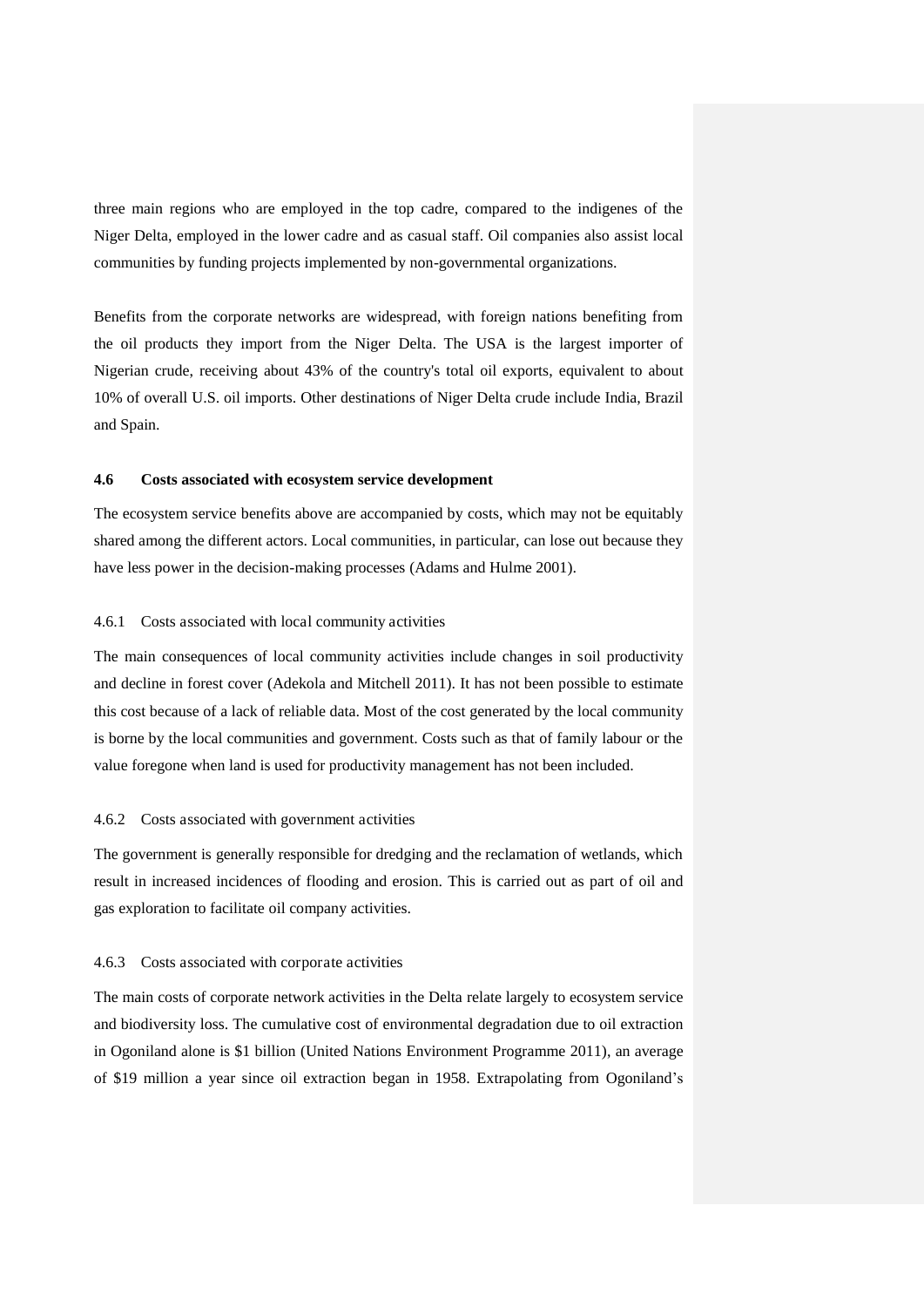three main regions who are employed in the top cadre, compared to the indigenes of the Niger Delta, employed in the lower cadre and as casual staff. Oil companies also assist local communities by funding projects implemented by non-governmental organizations.

Benefits from the corporate networks are widespread, with foreign nations benefiting from the oil products they import from the Niger Delta. The USA is the largest importer of Nigerian crude, receiving about 43% of the country's total oil exports, equivalent to about 10% of overall U.S. oil imports. Other destinations of Niger Delta crude include India, Brazil and Spain.

## 4.6 Costs associated with ecosystem service development

The ecosystem service benefits above are accompanied by costs, which may not be equitably shared among the different actors. Local communities, in particular, can lose out because they have less power in the decision-making processes (Adams and Hulme 2001).

### 4.6.1 Costs associated with local community activities

The main consequences of local community activities include changes in soil productivity and decline in forest cover (Adekola and Mitchell 2011). It has not been possible to estimate this cost because of a lack of reliable data. Most of the cost generated by the local community is borne by the local communities and government. Costs such as that of family labour or the value foregone when land is used for productivity management has not been included.

### 4.6.2 Costs associated with government activities

The government is generally responsible for dredging and the reclamation of wetlands, which result in increased incidences of flooding and erosion. This is carried out as part of oil and gas exploration to facilitate oil company activities.

### 4.6.3 Costs associated with corporate activities

The main costs of corporate network activities in the Delta relate largely to ecosystem service and biodiversity loss. The cumulative cost of environmental degradation due to oil extraction in Ogoniland alone is $1 billion (United Nations Environment Programme 2011), an average of $19 million a year since oil extraction began in 1958. Extrapolating from Ogoniland's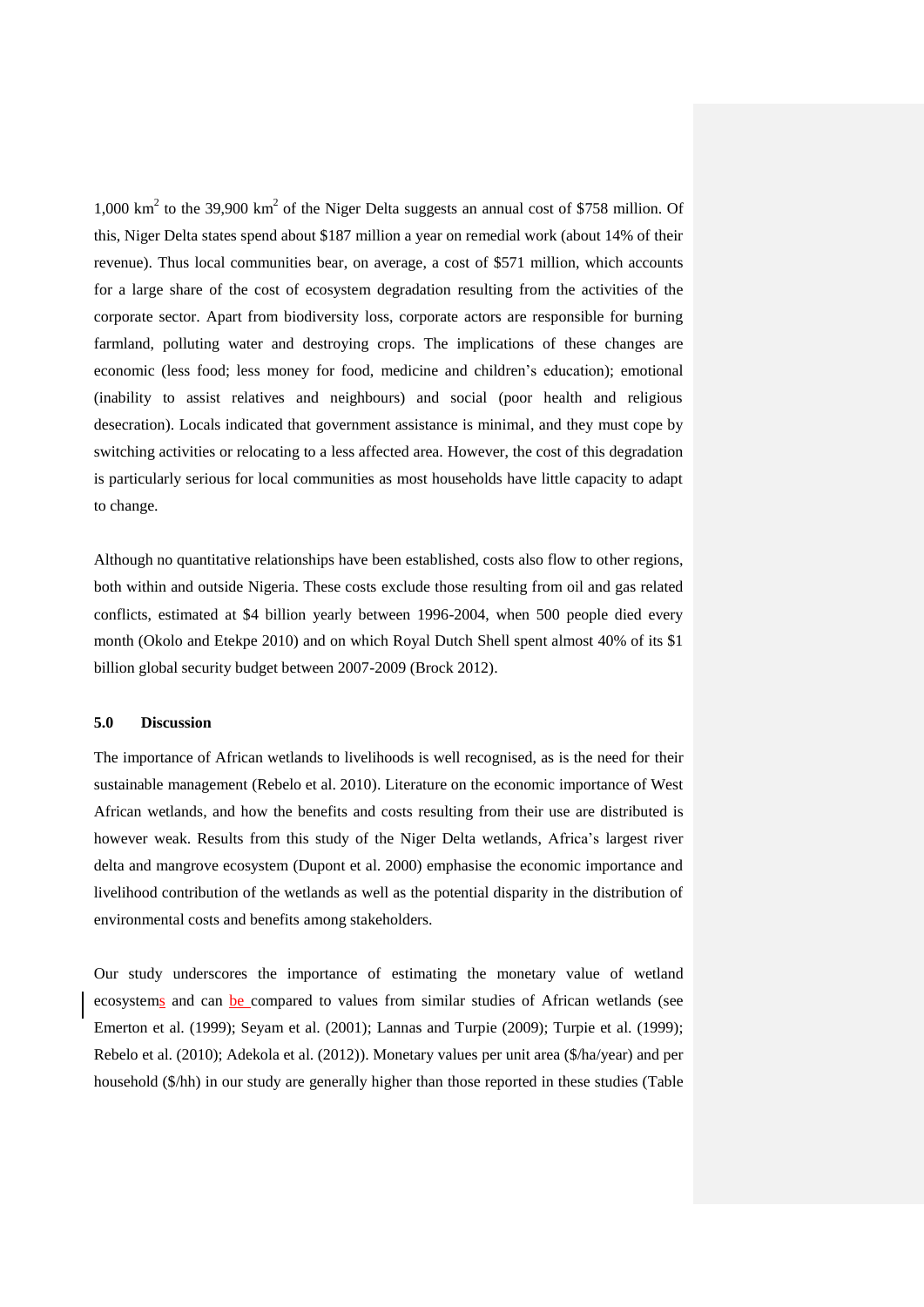1,000 $km^2$ to the 39,900 $km^2$ of the Niger Delta suggests an annual cost of $758 million. Of this, Niger Delta states spend about $187 million a year on remedial work (about 14% of their revenue). Thus local communities bear, on average, a cost of $571 million, which accounts for a large share of the cost of ecosystem degradation resulting from the activities of the corporate sector. Apart from biodiversity loss, corporate actors are responsible for burning farmland, polluting water and destroying crops. The implications of these changes are economic (less food; less money for food, medicine and children's education); emotional (inability to assist relatives and neighbours) and social (poor health and religious desecration). Locals indicated that government assistance is minimal, and they must cope by switching activities or relocating to a less affected area. However, the cost of this degradation is particularly serious for local communities as most households have little capacity to adapt to change.

Although no quantitative relationships have been established, costs also flow to other regions, both within and outside Nigeria. These costs exclude those resulting from oil and gas related conflicts, estimated at $4 billion yearly between 1996-2004, when 500 people died every month (Okolo and Etekpe 2010) and on which Royal Dutch Shell spent almost 40% of its $1 billion global security budget between 2007-2009 (Brock 2012).

## 5.0 Discussion

The importance of African wetlands to livelihoods is well recognised, as is the need for their sustainable management (Rebelo et al. 2010). Literature on the economic importance of West African wetlands, and how the benefits and costs resulting from their use are distributed is however weak. Results from this study of the Niger Delta wetlands, Africa's largest river delta and mangrove ecosystem (Dupont et al. 2000) emphasise the economic importance and livelihood contribution of the wetlands as well as the potential disparity in the distribution of environmental costs and benefits among stakeholders.

Our study underscores the importance of estimating the monetary value of wetland ecosystems and can be compared to values from similar studies of African wetlands (see Emerton et al. (1999); Seyam et al. (2001); Lannas and Turpie (2009); Turpie et al. (1999); Rebelo et al. (2010); Adekola et al. (2012)). Monetary values per unit area ($/ha/year) and per household ($/hh) in our study are generally higher than those reported in these studies (Table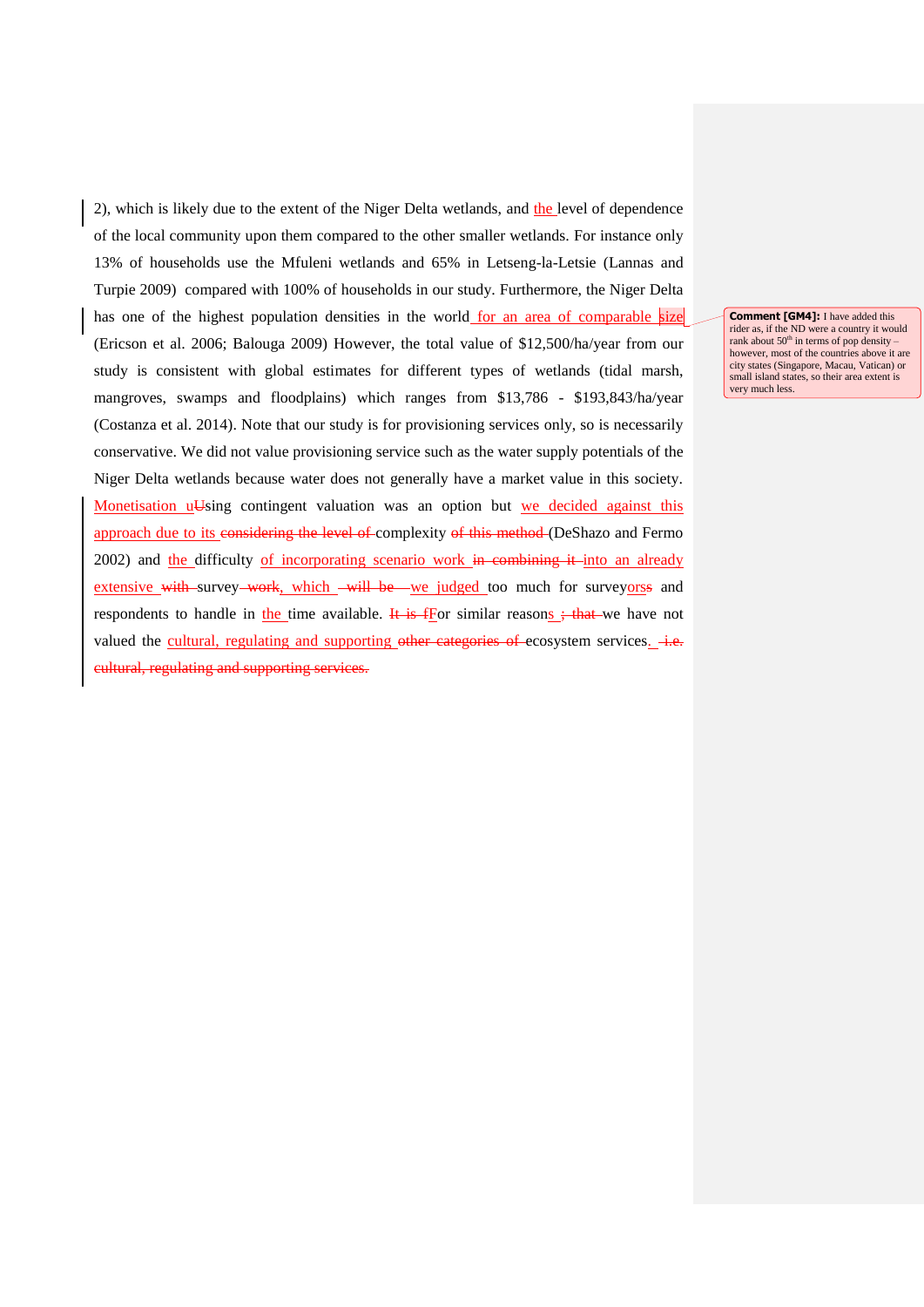2), which is likely due to the extent of the Niger Delta wetlands, and the level of dependence of the local community upon them compared to the other smaller wetlands. For instance only 13% of households use the Mfuleni wetlands and 65% in Letseng-la-Letsie (Lannas and Turpie 2009) compared with 100% of households in our study. Furthermore, the Niger Delta has one of the highest population densities in the world for an area of comparable size (Ericson et al. 2006; Balouga 2009) However, the total value of $12,500/ha/year from our study is consistent with global estimates for different types of wetlands (tidal marsh, mangroves, swamps and floodplains) which ranges from $13,786 - $193,843/ha/year (Costanza et al. 2014). Note that our study is for provisioning services only, so is necessarily conservative. We did not value provisioning service such as the water supply potentials of the Niger Delta wetlands because water does not generally have a market value in this society. Monetisation using contingent valuation was an option but we decided against this approach due to its complexity (DeShazo and Fermo 2002) and the difficulty of incorporating scenario work into an already extensive survey, we judged too much for surveyors and respondents to handle in the time available. For similar reasons we have not valued the cultural, regulating and supporting ecosystem services.

**Comment [GM4]:** I have added this rider as, if the ND were a country it would rank about 50th in terms of pop density – however, most of the countries above it are city states (Singapore, Macau, Vatican) or small island states, so their area extent is very much less.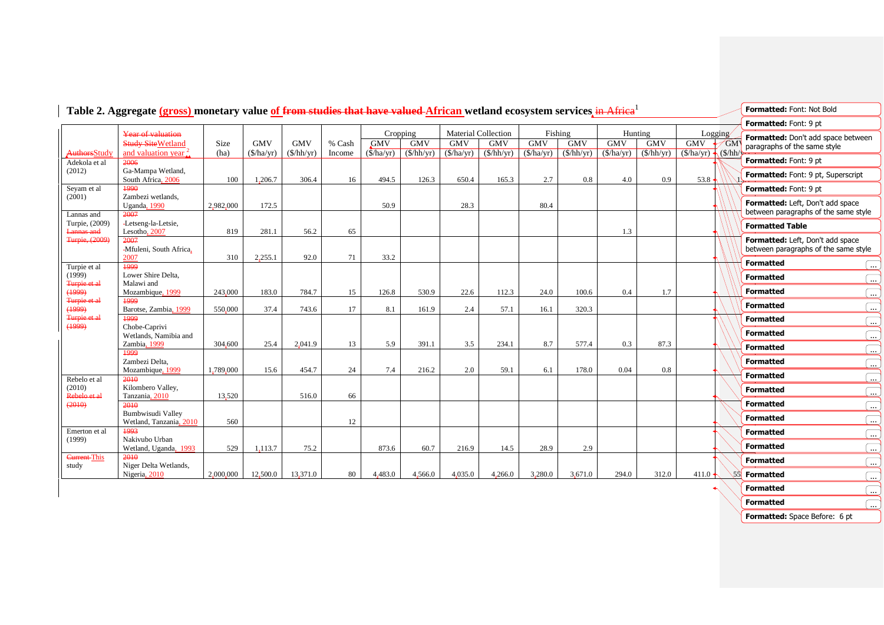**Table 2. Aggregate (gross) monetary value of African wetland ecosystem services[1]**

| Study | Wetland and valuation year[2] | Size (ha) | GMV ($/ha/yr) | GMV ($/hh/yr) | % Cash Income | Cropping GMV ($/ha/yr) | Cropping GMV ($/hh/yr) | Material Collection GMV ($/ha/yr) | Material Collection GMV ($/hh/yr) | Fishing GMV ($/ha/yr) | Fishing GMV ($/hh/yr) | Hunting GMV ($/ha/yr) | Hunting GMV ($/hh/yr) | Logging GMV ($/ha/yr) | Logging GMV ($/hh/yr) |
|---|---|---|---|---|---|---|---|---|---|---|---|---|---|---|---|
| Adekola et al (2012) | Ga-Mampa Wetland, South Africa, 2006 | 100 | 1,206.7 | 306.4 | 16 | 494.5 | 126.3 | 650.4 | 165.3 | 2.7 | 0.8 | 4.0 | 0.9 | 53.8 | 1 |
| Seyam et al (2001) | Zambezi wetlands, Uganda, 1990 | 2,982,000 | 172.5 | | | 50.9 | | 28.3 | | 80.4 | | | | | |
| Lannas and Turpie, (2009) | Letseng-la-Letsie, Lesotho, 2007 | 819 | 281.1 | 56.2 | 65 | | | | | | | 1.3 | | | |
| | Mfuleni, South Africa, 2007 | 310 | 2,255.1 | 92.0 | 71 | 33.2 | | | | | | | | | |
| Turpie et al (1999) | Lower Shire Delta, Malawi and Mozambique, 1999 | 243,000 | 183.0 | 784.7 | 15 | 126.8 | 530.9 | 22.6 | 112.3 | 24.0 | 100.6 | 0.4 | 1.7 | | |
| | Barotse, Zambia, 1999 | 550,000 | 37.4 | 743.6 | 17 | 8.1 | 161.9 | 2.4 | 57.1 | 16.1 | 320.3 | | | | |
| | Chobe-Caprivi Wetlands, Namibia and Zambia, 1999 | 304,600 | 25.4 | 2,041.9 | 13 | 5.9 | 391.1 | 3.5 | 234.1 | 8.7 | 577.4 | 0.3 | 87.3 | | |
| | Zambezi Delta, Mozambique, 1999 | 1,789,000 | 15.6 | 454.7 | 24 | 7.4 | 216.2 | 2.0 | 59.1 | 6.1 | 178.0 | 0.04 | 0.8 | | |
| Rebelo et al (2010) | Kilombero Valley, Tanzania, 2010 | 13,520 | | 516.0 | 66 | | | | | | | | | | |
| | Bumbwisudi Valley Wetland, Tanzania, 2010 | 560 | | | 12 | | | | | | | | | | |
| Emerton et al (1999) | Nakivubo Urban Wetland, Uganda, 1993 | 529 | 1,113.7 | 75.2 | | 873.6 | 60.7 | 216.9 | 14.5 | 28.9 | 2.9 | | | | |
| This study | Niger Delta Wetlands, Nigeria, 2010 | 2,000,000 | 12,500.0 | 13,371.0 | 80 | 4,483.0 | 4,566.0 | 4,035.0 | 4,266.0 | 3,280.0 | 3,671.0 | 294.0 | 312.0 | 411.0 | 55 |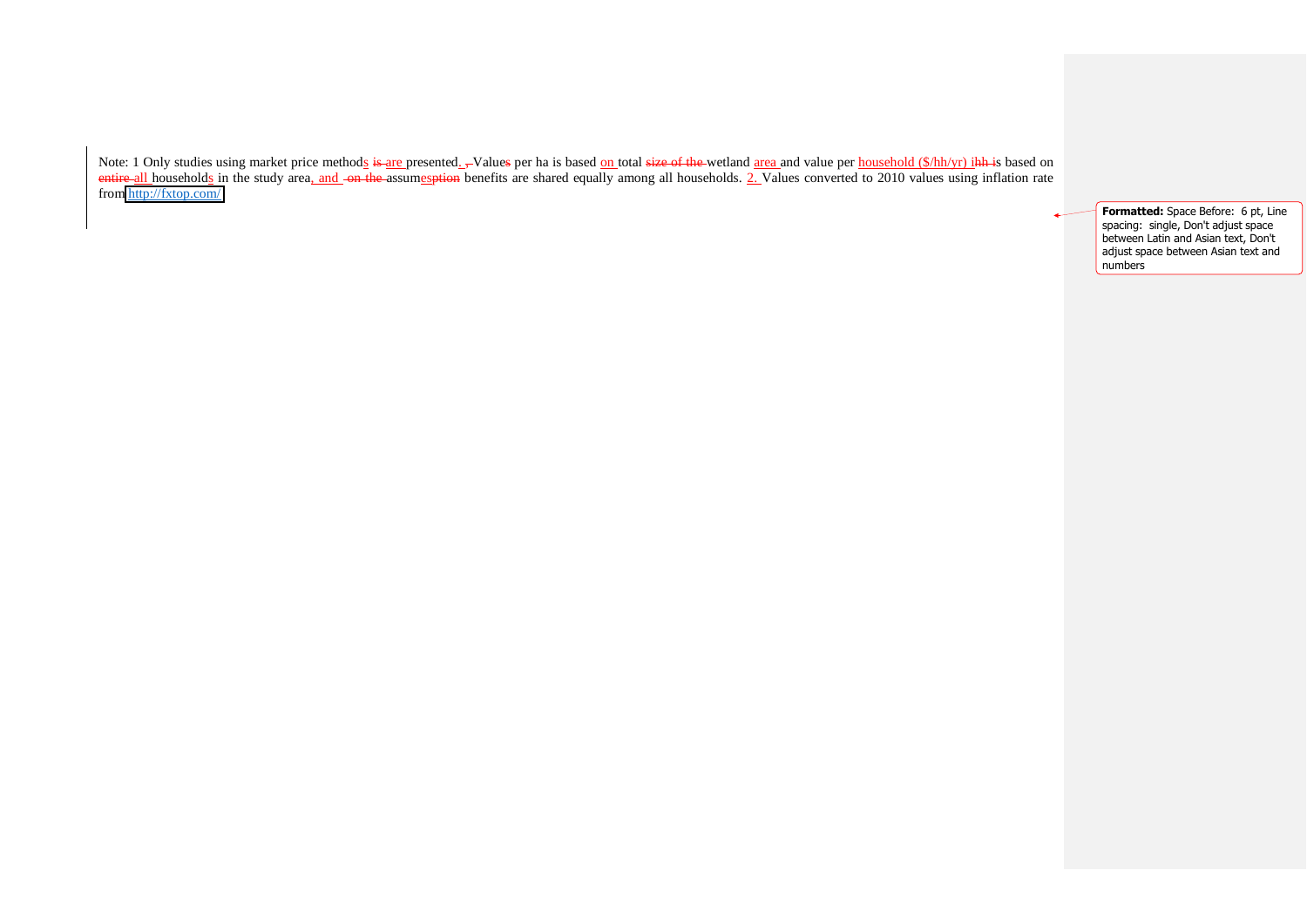Note: 1 Only studies using market price methods are presented. Values per ha is based on total wetland area and value per household ($/hh/yr) is based on all households in the study area, and assumption benefits are shared equally among all households. 2. Values converted to 2010 values using inflation rate from http://fxtop.com/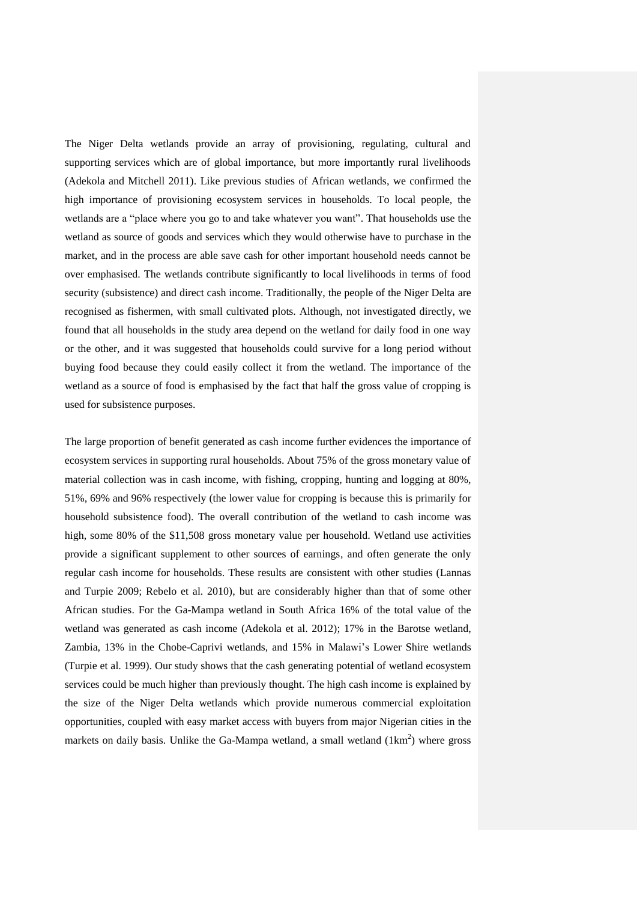The Niger Delta wetlands provide an array of provisioning, regulating, cultural and supporting services which are of global importance, but more importantly rural livelihoods (Adekola and Mitchell 2011). Like previous studies of African wetlands, we confirmed the high importance of provisioning ecosystem services in households. To local people, the wetlands are a "place where you go to and take whatever you want". That households use the wetland as source of goods and services which they would otherwise have to purchase in the market, and in the process are able save cash for other important household needs cannot be over emphasised. The wetlands contribute significantly to local livelihoods in terms of food security (subsistence) and direct cash income. Traditionally, the people of the Niger Delta are recognised as fishermen, with small cultivated plots. Although, not investigated directly, we found that all households in the study area depend on the wetland for daily food in one way or the other, and it was suggested that households could survive for a long period without buying food because they could easily collect it from the wetland. The importance of the wetland as a source of food is emphasised by the fact that half the gross value of cropping is used for subsistence purposes.

The large proportion of benefit generated as cash income further evidences the importance of ecosystem services in supporting rural households. About 75% of the gross monetary value of material collection was in cash income, with fishing, cropping, hunting and logging at 80%, 51%, 69% and 96% respectively (the lower value for cropping is because this is primarily for household subsistence food). The overall contribution of the wetland to cash income was high, some 80% of the $11,508 gross monetary value per household. Wetland use activities provide a significant supplement to other sources of earnings, and often generate the only regular cash income for households. These results are consistent with other studies (Lannas and Turpie 2009; Rebelo et al. 2010), but are considerably higher than that of some other African studies. For the Ga-Mampa wetland in South Africa 16% of the total value of the wetland was generated as cash income (Adekola et al. 2012); 17% in the Barotse wetland, Zambia, 13% in the Chobe-Caprivi wetlands, and 15% in Malawi's Lower Shire wetlands (Turpie et al. 1999). Our study shows that the cash generating potential of wetland ecosystem services could be much higher than previously thought. The high cash income is explained by the size of the Niger Delta wetlands which provide numerous commercial exploitation opportunities, coupled with easy market access with buyers from major Nigerian cities in the markets on daily basis. Unlike the Ga-Mampa wetland, a small wetland ($1km^2$) where gross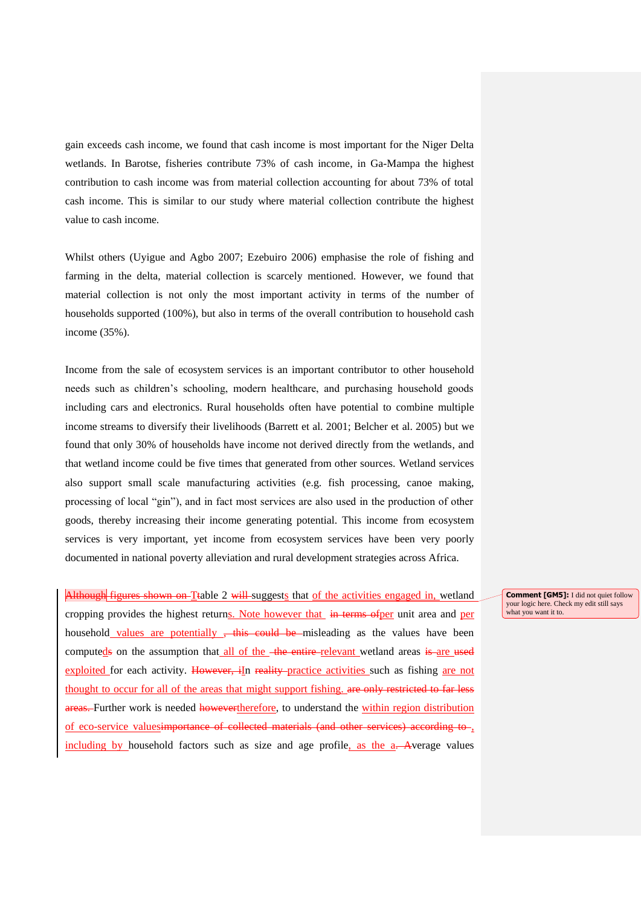gain exceeds cash income, we found that cash income is most important for the Niger Delta wetlands. In Barotse, fisheries contribute 73% of cash income, in Ga-Mampa the highest contribution to cash income was from material collection accounting for about 73% of total cash income. This is similar to our study where material collection contribute the highest value to cash income.

Whilst others (Uyigue and Agbo 2007; Ezebuiro 2006) emphasise the role of fishing and farming in the delta, material collection is scarcely mentioned. However, we found that material collection is not only the most important activity in terms of the number of households supported (100%), but also in terms of the overall contribution to household cash income (35%).

Income from the sale of ecosystem services is an important contributor to other household needs such as children's schooling, modern healthcare, and purchasing household goods including cars and electronics. Rural households often have potential to combine multiple income streams to diversify their livelihoods (Barrett et al. 2001; Belcher et al. 2005) but we found that only 30% of households have income not derived directly from the wetlands, and that wetland income could be five times that generated from other sources. Wetland services also support small scale manufacturing activities (e.g. fish processing, canoe making, processing of local "gin"), and in fact most services are also used in the production of other goods, thereby increasing their income generating potential. This income from ecosystem services is very important, yet income from ecosystem services have been very poorly documented in national poverty alleviation and rural development strategies across Africa.

~~Although~~ ~~figures shown on~~ T~~t~~able 2 ~~will~~ suggests that of the activities engaged in, wetland cropping provides the highest returns. Note however that ~~in terms of~~per unit area and per household values are potentially ~~, this could be~~ misleading as the values have been computed~~s~~ on the assumption that all of the ~~the entire~~ relevant wetland areas ~~is~~ are ~~used~~ exploited for each activity. ~~However, i~~In ~~reality~~ practice activities such as fishing are not thought to occur for all of the areas that might support fishing. ~~are only restricted to far less areas.~~ Further work is needed ~~however~~therefore, to understand the within region distribution of eco-service values~~importance of collected materials (and other services) according to~~, including by household factors such as size and age profile, as the a~~. A~~verage values

**Comment [GM5]:** I did not quiet follow your logic here. Check my edit still says what you want it to.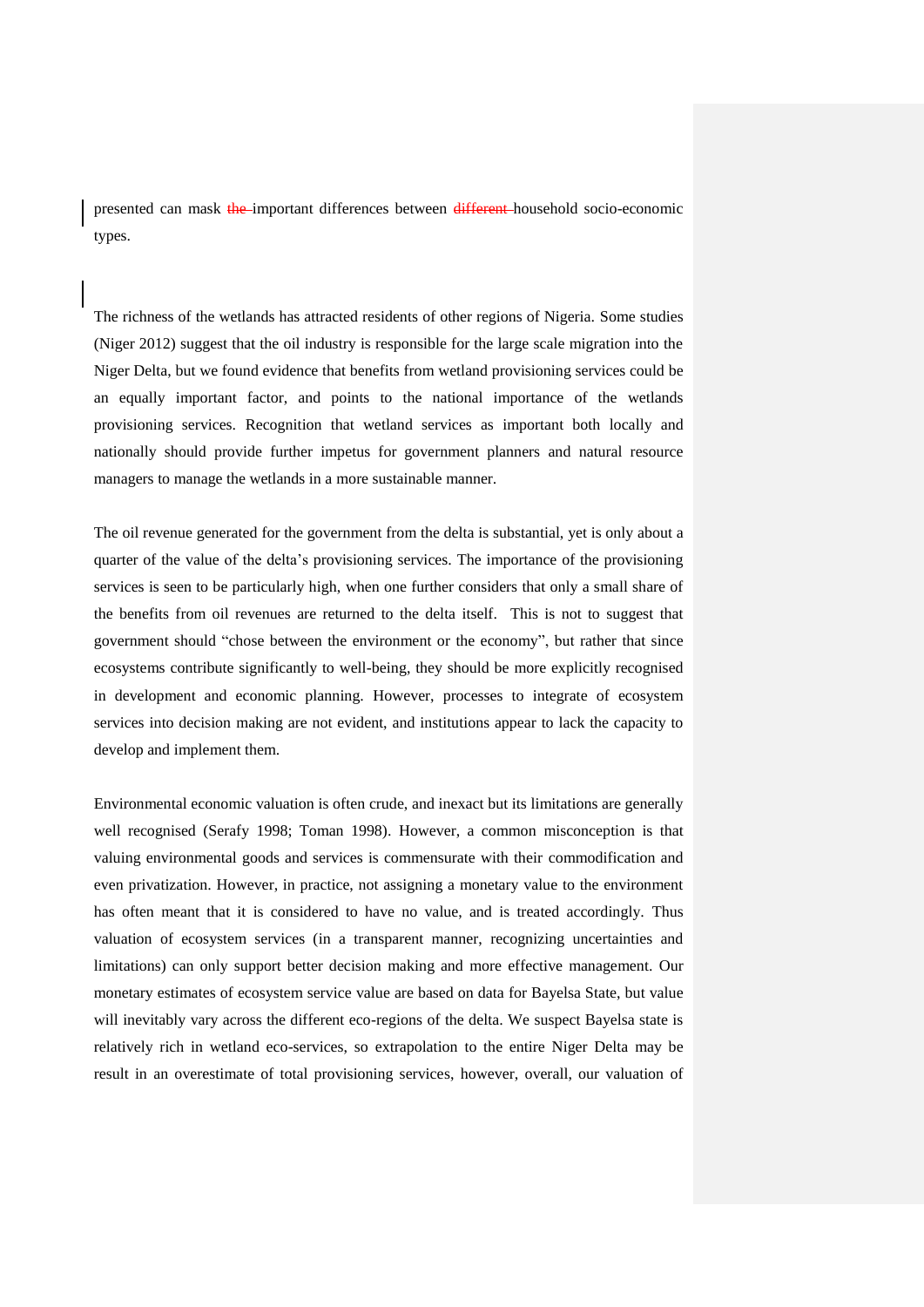presented can mask ~~the~~ important differences between ~~different~~ household socio-economic types.

The richness of the wetlands has attracted residents of other regions of Nigeria. Some studies (Niger 2012) suggest that the oil industry is responsible for the large scale migration into the Niger Delta, but we found evidence that benefits from wetland provisioning services could be an equally important factor, and points to the national importance of the wetlands provisioning services. Recognition that wetland services as important both locally and nationally should provide further impetus for government planners and natural resource managers to manage the wetlands in a more sustainable manner.

The oil revenue generated for the government from the delta is substantial, yet is only about a quarter of the value of the delta's provisioning services. The importance of the provisioning services is seen to be particularly high, when one further considers that only a small share of the benefits from oil revenues are returned to the delta itself. This is not to suggest that government should "chose between the environment or the economy", but rather that since ecosystems contribute significantly to well-being, they should be more explicitly recognised in development and economic planning. However, processes to integrate of ecosystem services into decision making are not evident, and institutions appear to lack the capacity to develop and implement them.

Environmental economic valuation is often crude, and inexact but its limitations are generally well recognised (Serafy 1998; Toman 1998). However, a common misconception is that valuing environmental goods and services is commensurate with their commodification and even privatization. However, in practice, not assigning a monetary value to the environment has often meant that it is considered to have no value, and is treated accordingly. Thus valuation of ecosystem services (in a transparent manner, recognizing uncertainties and limitations) can only support better decision making and more effective management. Our monetary estimates of ecosystem service value are based on data for Bayelsa State, but value will inevitably vary across the different eco-regions of the delta. We suspect Bayelsa state is relatively rich in wetland eco-services, so extrapolation to the entire Niger Delta may be result in an overestimate of total provisioning services, however, overall, our valuation of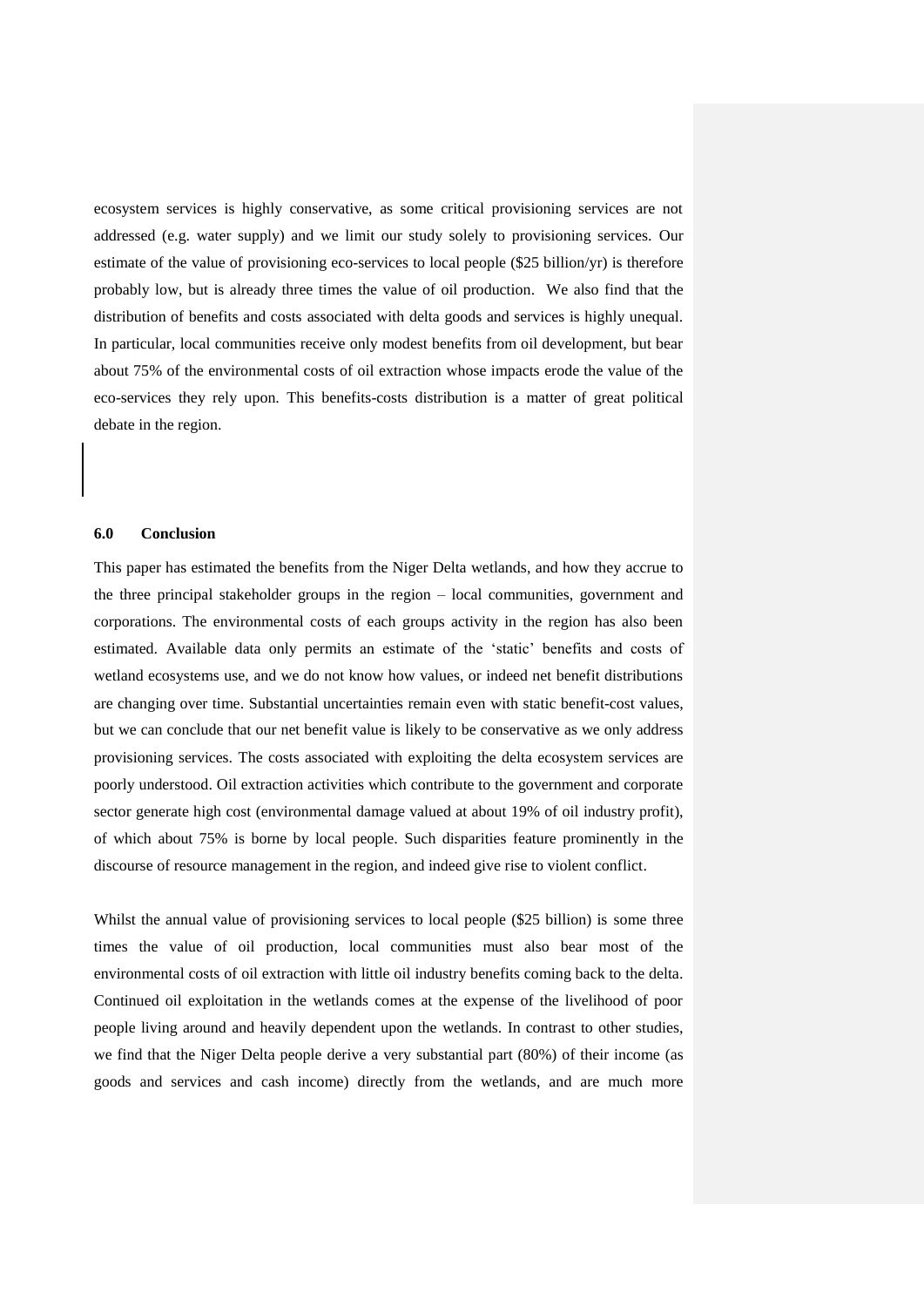ecosystem services is highly conservative, as some critical provisioning services are not addressed (e.g. water supply) and we limit our study solely to provisioning services. Our estimate of the value of provisioning eco-services to local people (\$25 billion/yr) is therefore probably low, but is already three times the value of oil production. We also find that the distribution of benefits and costs associated with delta goods and services is highly unequal. In particular, local communities receive only modest benefits from oil development, but bear about 75% of the environmental costs of oil extraction whose impacts erode the value of the eco-services they rely upon. This benefits-costs distribution is a matter of great political debate in the region.

### 6.0 Conclusion

This paper has estimated the benefits from the Niger Delta wetlands, and how they accrue to the three principal stakeholder groups in the region – local communities, government and corporations. The environmental costs of each groups activity in the region has also been estimated. Available data only permits an estimate of the 'static' benefits and costs of wetland ecosystems use, and we do not know how values, or indeed net benefit distributions are changing over time. Substantial uncertainties remain even with static benefit-cost values, but we can conclude that our net benefit value is likely to be conservative as we only address provisioning services. The costs associated with exploiting the delta ecosystem services are poorly understood. Oil extraction activities which contribute to the government and corporate sector generate high cost (environmental damage valued at about 19% of oil industry profit), of which about 75% is borne by local people. Such disparities feature prominently in the discourse of resource management in the region, and indeed give rise to violent conflict.

Whilst the annual value of provisioning services to local people (\$25 billion) is some three times the value of oil production, local communities must also bear most of the environmental costs of oil extraction with little oil industry benefits coming back to the delta. Continued oil exploitation in the wetlands comes at the expense of the livelihood of poor people living around and heavily dependent upon the wetlands. In contrast to other studies, we find that the Niger Delta people derive a very substantial part (80%) of their income (as goods and services and cash income) directly from the wetlands, and are much more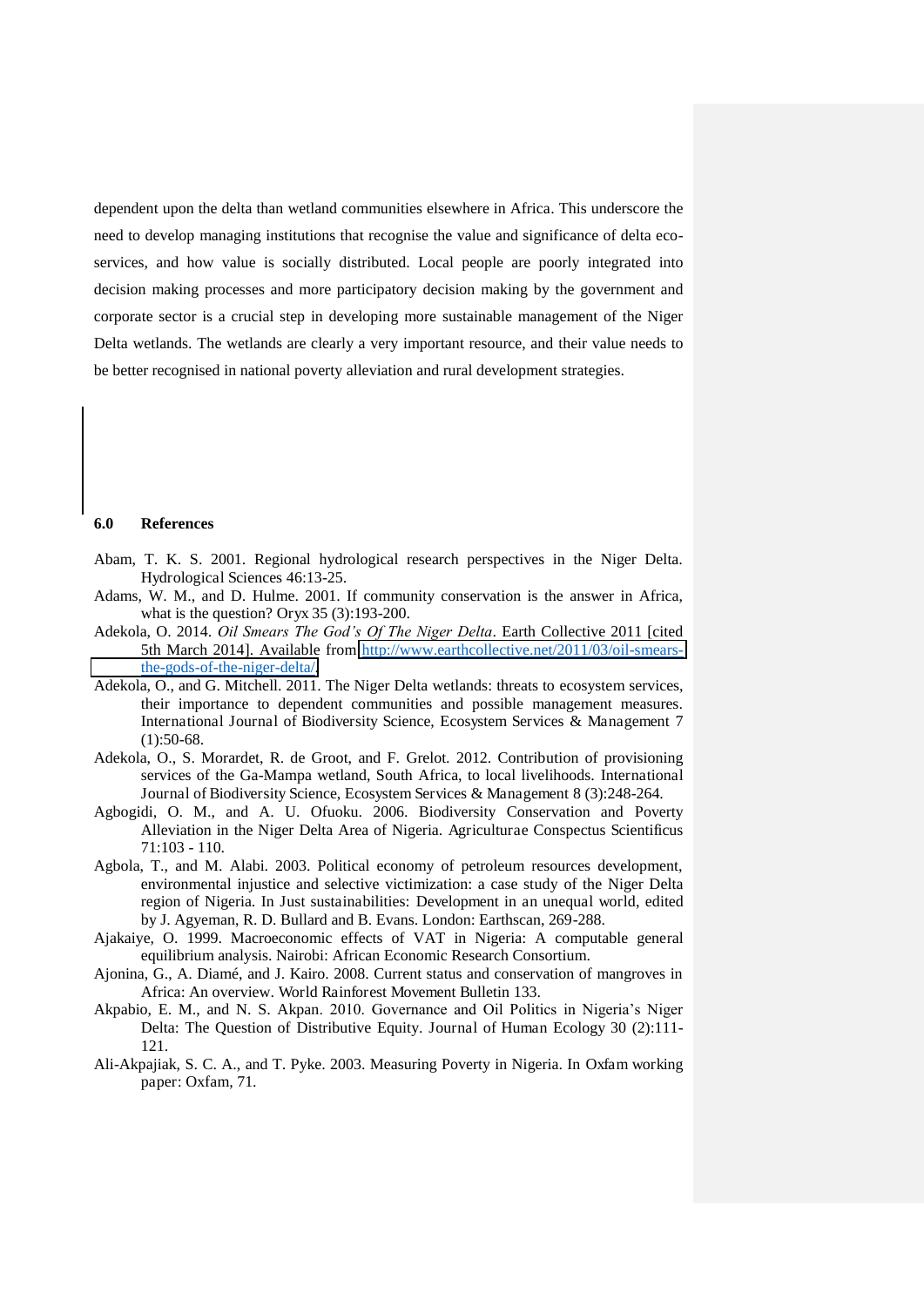dependent upon the delta than wetland communities elsewhere in Africa. This underscore the need to develop managing institutions that recognise the value and significance of delta eco-services, and how value is socially distributed. Local people are poorly integrated into decision making processes and more participatory decision making by the government and corporate sector is a crucial step in developing more sustainable management of the Niger Delta wetlands. The wetlands are clearly a very important resource, and their value needs to be better recognised in national poverty alleviation and rural development strategies.

## 6.0 References

Abam, T. K. S. 2001. Regional hydrological research perspectives in the Niger Delta. Hydrological Sciences 46:13-25.

Adams, W. M., and D. Hulme. 2001. If community conservation is the answer in Africa, what is the question? Oryx 35 (3):193-200.

Adekola, O. 2014. *Oil Smears The God's Of The Niger Delta*. Earth Collective 2011 [cited 5th March 2014]. Available from http://www.earthcollective.net/2011/03/oil-smears-the-gods-of-the-niger-delta/.

Adekola, O., and G. Mitchell. 2011. The Niger Delta wetlands: threats to ecosystem services, their importance to dependent communities and possible management measures. International Journal of Biodiversity Science, Ecosystem Services & Management 7 (1):50-68.

Adekola, O., S. Morardet, R. de Groot, and F. Grelot. 2012. Contribution of provisioning services of the Ga-Mampa wetland, South Africa, to local livelihoods. International Journal of Biodiversity Science, Ecosystem Services & Management 8 (3):248-264.

Agbogidi, O. M., and A. U. Ofuoku. 2006. Biodiversity Conservation and Poverty Alleviation in the Niger Delta Area of Nigeria. Agriculturae Conspectus Scientificus 71:103 - 110.

Agbola, T., and M. Alabi. 2003. Political economy of petroleum resources development, environmental injustice and selective victimization: a case study of the Niger Delta region of Nigeria. In Just sustainabilities: Development in an unequal world, edited by J. Agyeman, R. D. Bullard and B. Evans. London: Earthscan, 269-288.

Ajakaiye, O. 1999. Macroeconomic effects of VAT in Nigeria: A computable general equilibrium analysis. Nairobi: African Economic Research Consortium.

Ajonina, G., A. Diamé, and J. Kairo. 2008. Current status and conservation of mangroves in Africa: An overview. World Rainforest Movement Bulletin 133.

Akpabio, E. M., and N. S. Akpan. 2010. Governance and Oil Politics in Nigeria's Niger Delta: The Question of Distributive Equity. Journal of Human Ecology 30 (2):111-121.

Ali-Akpajiak, S. C. A., and T. Pyke. 2003. Measuring Poverty in Nigeria. In Oxfam working paper: Oxfam, 71.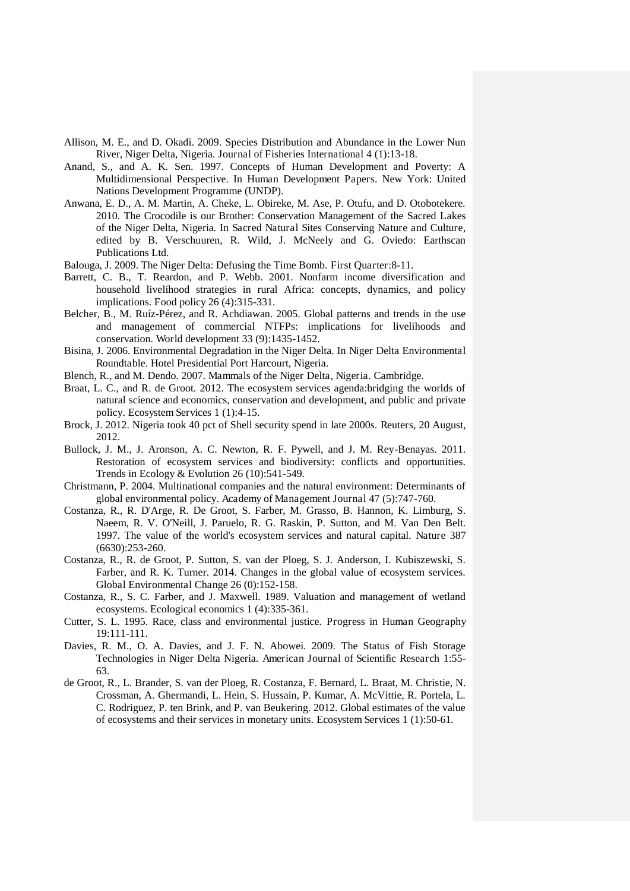Allison, M. E., and D. Okadi. 2009. Species Distribution and Abundance in the Lower Nun River, Niger Delta, Nigeria. Journal of Fisheries International 4 (1):13-18.

Anand, S., and A. K. Sen. 1997. Concepts of Human Development and Poverty: A Multidimensional Perspective. In Human Development Papers. New York: United Nations Development Programme (UNDP).

Anwana, E. D., A. M. Martin, A. Cheke, L. Obireke, M. Ase, P. Otufu, and D. Otobotekere. 2010. The Crocodile is our Brother: Conservation Management of the Sacred Lakes of the Niger Delta, Nigeria. In Sacred Natural Sites Conserving Nature and Culture, edited by B. Verschuuren, R. Wild, J. McNeely and G. Oviedo: Earthscan Publications Ltd.

Balouga, J. 2009. The Niger Delta: Defusing the Time Bomb. First Quarter:8-11.

Barrett, C. B., T. Reardon, and P. Webb. 2001. Nonfarm income diversification and household livelihood strategies in rural Africa: concepts, dynamics, and policy implications. Food policy 26 (4):315-331.

Belcher, B., M. Ruíz-Pérez, and R. Achdiawan. 2005. Global patterns and trends in the use and management of commercial NTFPs: implications for livelihoods and conservation. World development 33 (9):1435-1452.

Bisina, J. 2006. Environmental Degradation in the Niger Delta. In Niger Delta Environmental Roundtable. Hotel Presidential Port Harcourt, Nigeria.

Blench, R., and M. Dendo. 2007. Mammals of the Niger Delta, Nigeria. Cambridge.

Braat, L. C., and R. de Groot. 2012. The ecosystem services agenda:bridging the worlds of natural science and economics, conservation and development, and public and private policy. Ecosystem Services 1 (1):4-15.

Brock, J. 2012. Nigeria took 40 pct of Shell security spend in late 2000s. Reuters, 20 August, 2012.

Bullock, J. M., J. Aronson, A. C. Newton, R. F. Pywell, and J. M. Rey-Benayas. 2011. Restoration of ecosystem services and biodiversity: conflicts and opportunities. Trends in Ecology & Evolution 26 (10):541-549.

Christmann, P. 2004. Multinational companies and the natural environment: Determinants of global environmental policy. Academy of Management Journal 47 (5):747-760.

Costanza, R., R. D'Arge, R. De Groot, S. Farber, M. Grasso, B. Hannon, K. Limburg, S. Naeem, R. V. O'Neill, J. Paruelo, R. G. Raskin, P. Sutton, and M. Van Den Belt. 1997. The value of the world's ecosystem services and natural capital. Nature 387 (6630):253-260.

Costanza, R., R. de Groot, P. Sutton, S. van der Ploeg, S. J. Anderson, I. Kubiszewski, S. Farber, and R. K. Turner. 2014. Changes in the global value of ecosystem services. Global Environmental Change 26 (0):152-158.

Costanza, R., S. C. Farber, and J. Maxwell. 1989. Valuation and management of wetland ecosystems. Ecological economics 1 (4):335-361.

Cutter, S. L. 1995. Race, class and environmental justice. Progress in Human Geography 19:111-111.

Davies, R. M., O. A. Davies, and J. F. N. Abowei. 2009. The Status of Fish Storage Technologies in Niger Delta Nigeria. American Journal of Scientific Research 1:55-63.

de Groot, R., L. Brander, S. van der Ploeg, R. Costanza, F. Bernard, L. Braat, M. Christie, N. Crossman, A. Ghermandi, L. Hein, S. Hussain, P. Kumar, A. McVittie, R. Portela, L. C. Rodriguez, P. ten Brink, and P. van Beukering. 2012. Global estimates of the value of ecosystems and their services in monetary units. Ecosystem Services 1 (1):50-61.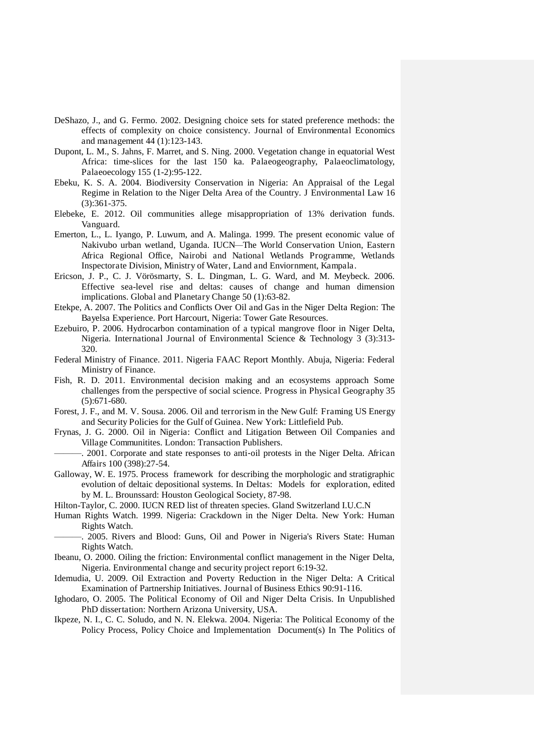DeShazo, J., and G. Fermo. 2002. Designing choice sets for stated preference methods: the effects of complexity on choice consistency. Journal of Environmental Economics and management 44 (1):123-143.

Dupont, L. M., S. Jahns, F. Marret, and S. Ning. 2000. Vegetation change in equatorial West Africa: time-slices for the last 150 ka. Palaeogeography, Palaeoclimatology, Palaeoecology 155 (1-2):95-122.

Ebeku, K. S. A. 2004. Biodiversity Conservation in Nigeria: An Appraisal of the Legal Regime in Relation to the Niger Delta Area of the Country. J Environmental Law 16 (3):361-375.

Elebeke, E. 2012. Oil communities allege misappropriation of 13% derivation funds. Vanguard.

Emerton, L., L. Iyango, P. Luwum, and A. Malinga. 1999. The present economic value of Nakivubo urban wetland, Uganda. IUCN—The World Conservation Union, Eastern Africa Regional Office, Nairobi and National Wetlands Programme, Wetlands Inspectorate Division, Ministry of Water, Land and Enviornment, Kampala.

Ericson, J. P., C. J. Vörösmarty, S. L. Dingman, L. G. Ward, and M. Meybeck. 2006. Effective sea-level rise and deltas: causes of change and human dimension implications. Global and Planetary Change 50 (1):63-82.

Etekpe, A. 2007. The Politics and Conflicts Over Oil and Gas in the Niger Delta Region: The Bayelsa Experience. Port Harcourt, Nigeria: Tower Gate Resources.

Ezebuiro, P. 2006. Hydrocarbon contamination of a typical mangrove floor in Niger Delta, Nigeria. International Journal of Environmental Science & Technology 3 (3):313-320.

Federal Ministry of Finance. 2011. Nigeria FAAC Report Monthly. Abuja, Nigeria: Federal Ministry of Finance.

Fish, R. D. 2011. Environmental decision making and an ecosystems approach Some challenges from the perspective of social science. Progress in Physical Geography 35 (5):671-680.

Forest, J. F., and M. V. Sousa. 2006. Oil and terrorism in the New Gulf: Framing US Energy and Security Policies for the Gulf of Guinea. New York: Littlefield Pub.

Frynas, J. G. 2000. Oil in Nigeria: Conflict and Litigation Between Oil Companies and Village Communitites. London: Transaction Publishers.

———. 2001. Corporate and state responses to anti-oil protests in the Niger Delta. African Affairs 100 (398):27-54.

Galloway, W. E. 1975. Process framework for describing the morphologic and stratigraphic evolution of deltaic depositional systems. In Deltas: Models for exploration, edited by M. L. Brounssard: Houston Geological Society, 87-98.

Hilton-Taylor, C. 2000. IUCN RED list of threaten species. Gland Switzerland I.U.C.N

Human Rights Watch. 1999. Nigeria: Crackdown in the Niger Delta. New York: Human Rights Watch.

———. 2005. Rivers and Blood: Guns, Oil and Power in Nigeria's Rivers State: Human Rights Watch.

Ibeanu, O. 2000. Oiling the friction: Environmental conflict management in the Niger Delta, Nigeria. Environmental change and security project report 6:19-32.

Idemudia, U. 2009. Oil Extraction and Poverty Reduction in the Niger Delta: A Critical Examination of Partnership Initiatives. Journal of Business Ethics 90:91-116.

Ighodaro, O. 2005. The Political Economy of Oil and Niger Delta Crisis. In Unpublished PhD dissertation: Northern Arizona University, USA.

Ikpeze, N. I., C. C. Soludo, and N. N. Elekwa. 2004. Nigeria: The Political Economy of the Policy Process, Policy Choice and Implementation Document(s) In The Politics of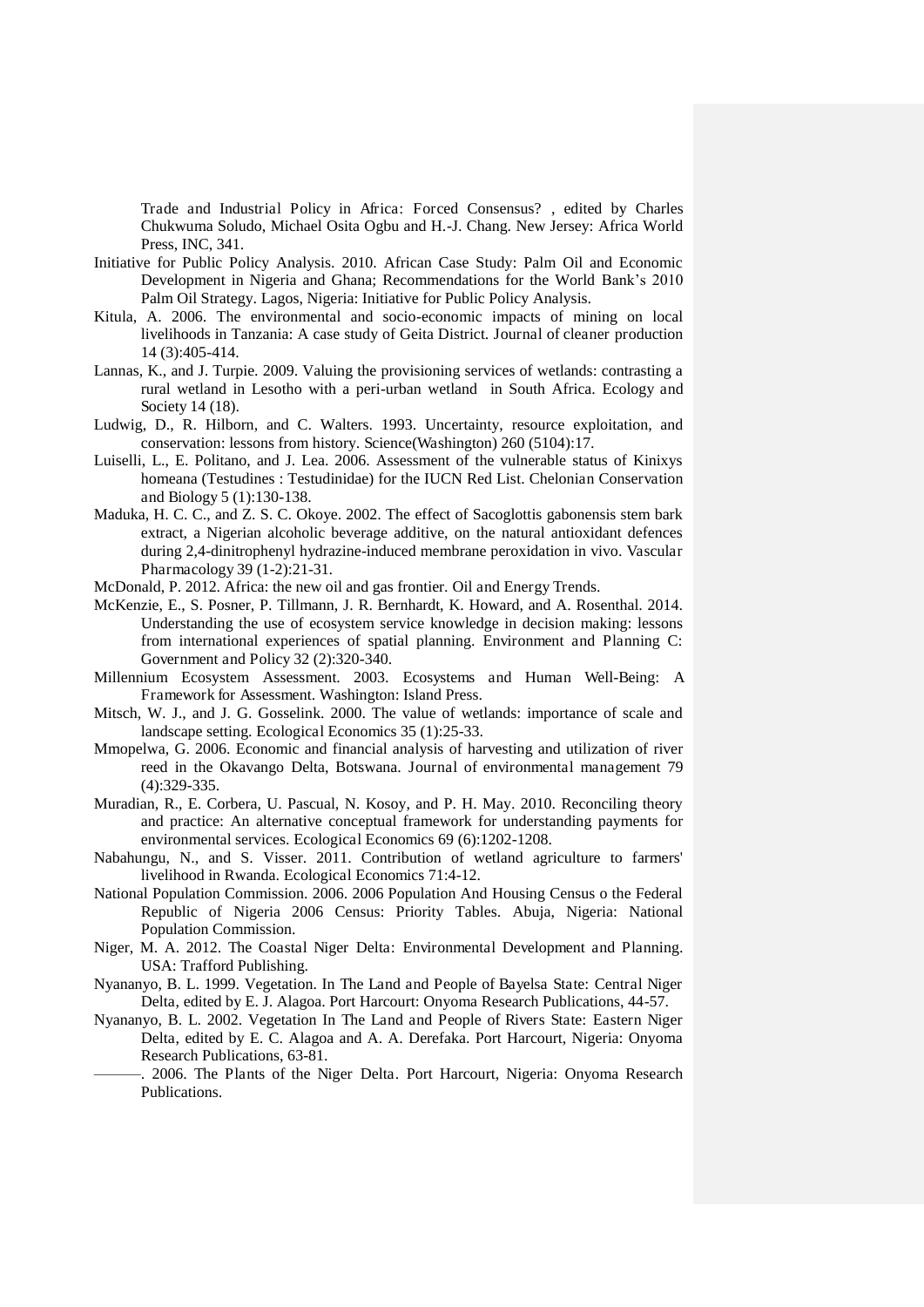Trade and Industrial Policy in Africa: Forced Consensus? , edited by Charles Chukwuma Soludo, Michael Osita Ogbu and H.-J. Chang. New Jersey: Africa World Press, INC, 341.

Initiative for Public Policy Analysis. 2010. African Case Study: Palm Oil and Economic Development in Nigeria and Ghana; Recommendations for the World Bank's 2010 Palm Oil Strategy. Lagos, Nigeria: Initiative for Public Policy Analysis.

Kitula, A. 2006. The environmental and socio-economic impacts of mining on local livelihoods in Tanzania: A case study of Geita District. Journal of cleaner production 14 (3):405-414.

Lannas, K., and J. Turpie. 2009. Valuing the provisioning services of wetlands: contrasting a rural wetland in Lesotho with a peri-urban wetland in South Africa. Ecology and Society 14 (18).

Ludwig, D., R. Hilborn, and C. Walters. 1993. Uncertainty, resource exploitation, and conservation: lessons from history. Science(Washington) 260 (5104):17.

Luiselli, L., E. Politano, and J. Lea. 2006. Assessment of the vulnerable status of Kinixys homeana (Testudines : Testudinidae) for the IUCN Red List. Chelonian Conservation and Biology 5 (1):130-138.

Maduka, H. C. C., and Z. S. C. Okoye. 2002. The effect of Sacoglottis gabonensis stem bark extract, a Nigerian alcoholic beverage additive, on the natural antioxidant defences during 2,4-dinitrophenyl hydrazine-induced membrane peroxidation in vivo. Vascular Pharmacology 39 (1-2):21-31.

McDonald, P. 2012. Africa: the new oil and gas frontier. Oil and Energy Trends.

McKenzie, E., S. Posner, P. Tillmann, J. R. Bernhardt, K. Howard, and A. Rosenthal. 2014. Understanding the use of ecosystem service knowledge in decision making: lessons from international experiences of spatial planning. Environment and Planning C: Government and Policy 32 (2):320-340.

Millennium Ecosystem Assessment. 2003. Ecosystems and Human Well-Being: A Framework for Assessment. Washington: Island Press.

Mitsch, W. J., and J. G. Gosselink. 2000. The value of wetlands: importance of scale and landscape setting. Ecological Economics 35 (1):25-33.

Mmopelwa, G. 2006. Economic and financial analysis of harvesting and utilization of river reed in the Okavango Delta, Botswana. Journal of environmental management 79 (4):329-335.

Muradian, R., E. Corbera, U. Pascual, N. Kosoy, and P. H. May. 2010. Reconciling theory and practice: An alternative conceptual framework for understanding payments for environmental services. Ecological Economics 69 (6):1202-1208.

Nabahungu, N., and S. Visser. 2011. Contribution of wetland agriculture to farmers' livelihood in Rwanda. Ecological Economics 71:4-12.

National Population Commission. 2006. 2006 Population And Housing Census o the Federal Republic of Nigeria 2006 Census: Priority Tables. Abuja, Nigeria: National Population Commission.

Niger, M. A. 2012. The Coastal Niger Delta: Environmental Development and Planning. USA: Trafford Publishing.

Nyananyo, B. L. 1999. Vegetation. In The Land and People of Bayelsa State: Central Niger Delta, edited by E. J. Alagoa. Port Harcourt: Onyoma Research Publications, 44-57.

Nyananyo, B. L. 2002. Vegetation In The Land and People of Rivers State: Eastern Niger Delta, edited by E. C. Alagoa and A. A. Derefaka. Port Harcourt, Nigeria: Onyoma Research Publications, 63-81.

———. 2006. The Plants of the Niger Delta. Port Harcourt, Nigeria: Onyoma Research Publications.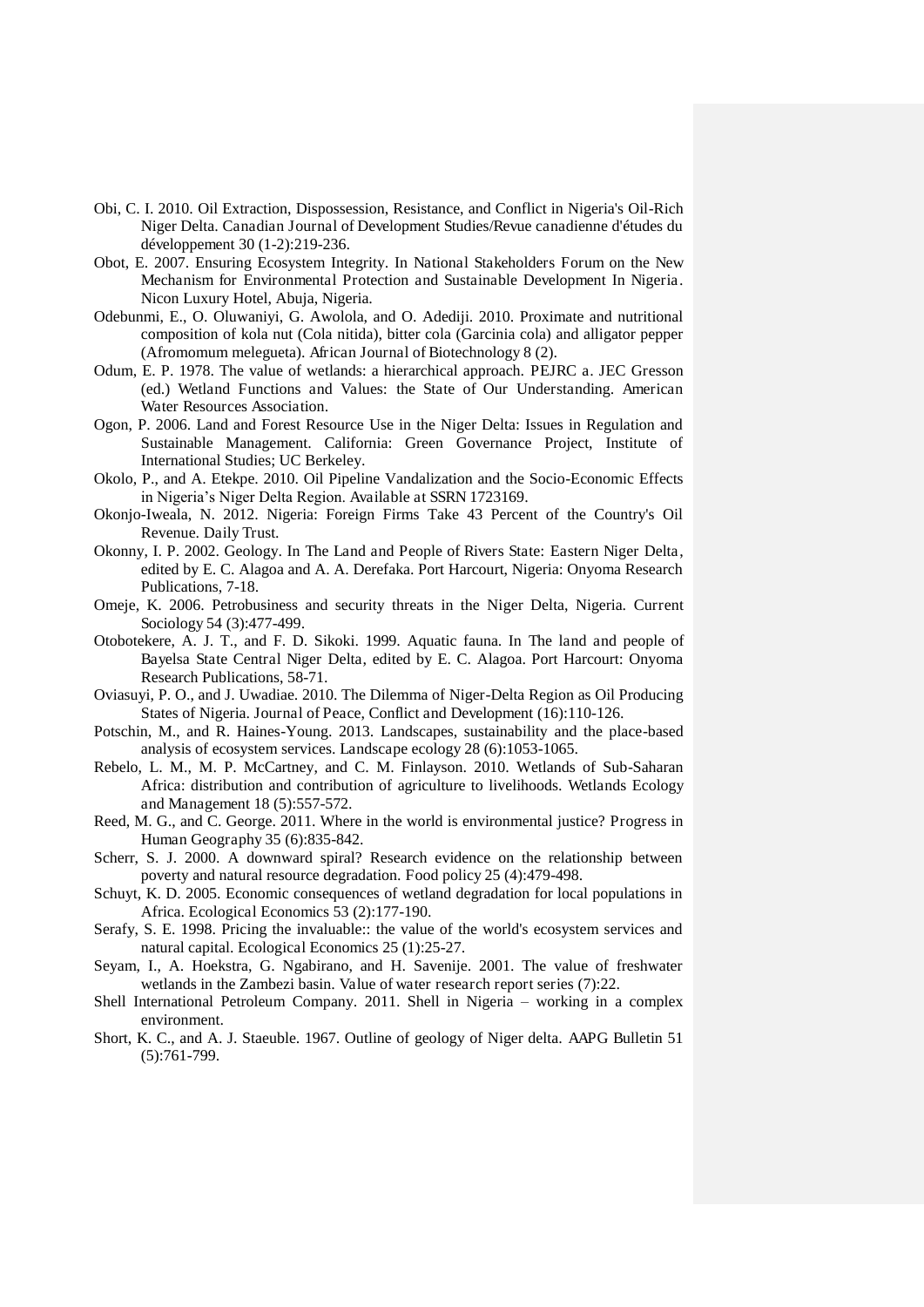Obi, C. I. 2010. Oil Extraction, Dispossession, Resistance, and Conflict in Nigeria's Oil-Rich Niger Delta. Canadian Journal of Development Studies/Revue canadienne d'études du développement 30 (1-2):219-236.

Obot, E. 2007. Ensuring Ecosystem Integrity. In National Stakeholders Forum on the New Mechanism for Environmental Protection and Sustainable Development In Nigeria. Nicon Luxury Hotel, Abuja, Nigeria.

Odebunmi, E., O. Oluwaniyi, G. Awolola, and O. Adediji. 2010. Proximate and nutritional composition of kola nut (Cola nitida), bitter cola (Garcinia cola) and alligator pepper (Afromomum melegueta). African Journal of Biotechnology 8 (2).

Odum, E. P. 1978. The value of wetlands: a hierarchical approach. PEJRC a. JEC Gresson (ed.) Wetland Functions and Values: the State of Our Understanding. American Water Resources Association.

Ogon, P. 2006. Land and Forest Resource Use in the Niger Delta: Issues in Regulation and Sustainable Management. California: Green Governance Project, Institute of International Studies; UC Berkeley.

Okolo, P., and A. Etekpe. 2010. Oil Pipeline Vandalization and the Socio-Economic Effects in Nigeria's Niger Delta Region. Available at SSRN 1723169.

Okonjo-Iweala, N. 2012. Nigeria: Foreign Firms Take 43 Percent of the Country's Oil Revenue. Daily Trust.

Okonny, I. P. 2002. Geology. In The Land and People of Rivers State: Eastern Niger Delta, edited by E. C. Alagoa and A. A. Derefaka. Port Harcourt, Nigeria: Onyoma Research Publications, 7-18.

Omeje, K. 2006. Petrobusiness and security threats in the Niger Delta, Nigeria. Current Sociology 54 (3):477-499.

Otobotekere, A. J. T., and F. D. Sikoki. 1999. Aquatic fauna. In The land and people of Bayelsa State Central Niger Delta, edited by E. C. Alagoa. Port Harcourt: Onyoma Research Publications, 58-71.

Oviasuyi, P. O., and J. Uwadiae. 2010. The Dilemma of Niger-Delta Region as Oil Producing States of Nigeria. Journal of Peace, Conflict and Development (16):110-126.

Potschin, M., and R. Haines-Young. 2013. Landscapes, sustainability and the place-based analysis of ecosystem services. Landscape ecology 28 (6):1053-1065.

Rebelo, L. M., M. P. McCartney, and C. M. Finlayson. 2010. Wetlands of Sub-Saharan Africa: distribution and contribution of agriculture to livelihoods. Wetlands Ecology and Management 18 (5):557-572.

Reed, M. G., and C. George. 2011. Where in the world is environmental justice? Progress in Human Geography 35 (6):835-842.

Scherr, S. J. 2000. A downward spiral? Research evidence on the relationship between poverty and natural resource degradation. Food policy 25 (4):479-498.

Schuyt, K. D. 2005. Economic consequences of wetland degradation for local populations in Africa. Ecological Economics 53 (2):177-190.

Serafy, S. E. 1998. Pricing the invaluable:: the value of the world's ecosystem services and natural capital. Ecological Economics 25 (1):25-27.

Seyam, I., A. Hoekstra, G. Ngabirano, and H. Savenije. 2001. The value of freshwater wetlands in the Zambezi basin. Value of water research report series (7):22.

Shell International Petroleum Company. 2011. Shell in Nigeria – working in a complex environment.

Short, K. C., and A. J. Staeuble. 1967. Outline of geology of Niger delta. AAPG Bulletin 51 (5):761-799.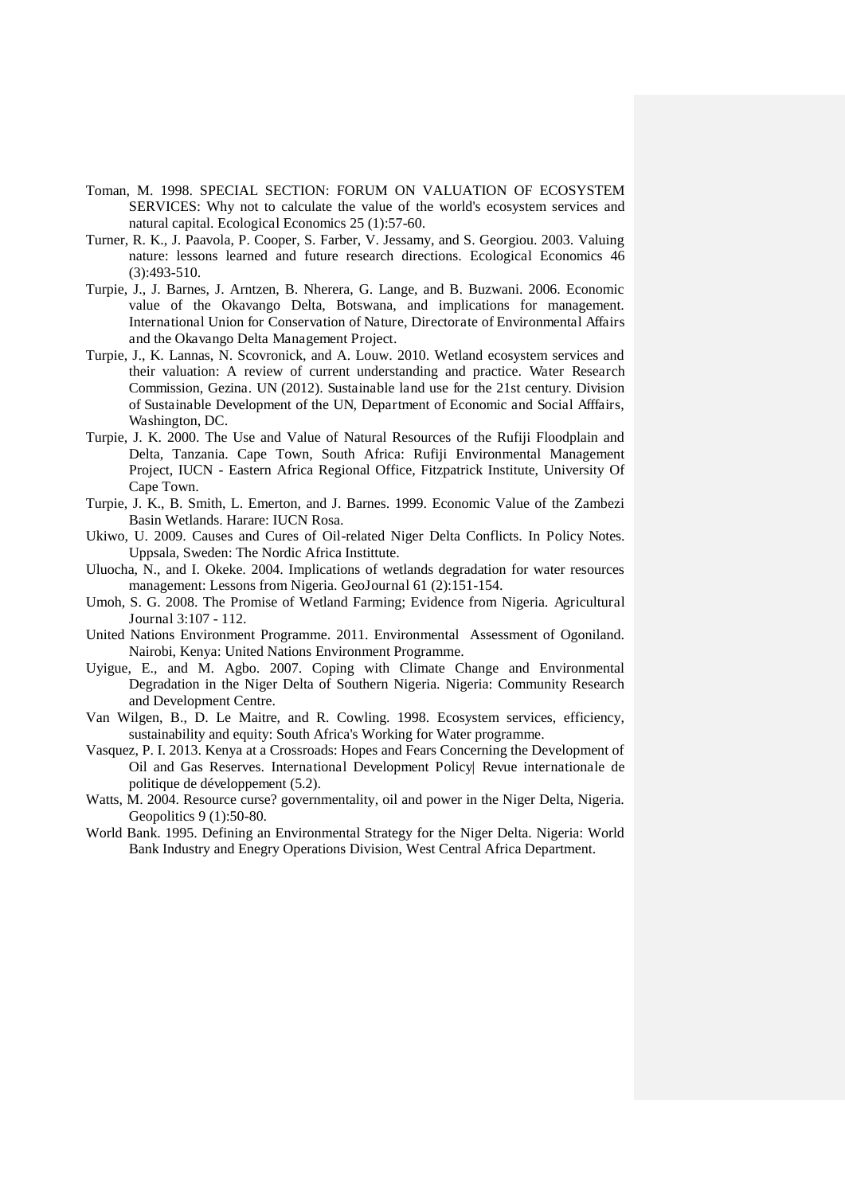Toman, M. 1998. SPECIAL SECTION: FORUM ON VALUATION OF ECOSYSTEM SERVICES: Why not to calculate the value of the world's ecosystem services and natural capital. Ecological Economics 25 (1):57-60.

Turner, R. K., J. Paavola, P. Cooper, S. Farber, V. Jessamy, and S. Georgiou. 2003. Valuing nature: lessons learned and future research directions. Ecological Economics 46 (3):493-510.

Turpie, J., J. Barnes, J. Arntzen, B. Nherera, G. Lange, and B. Buzwani. 2006. Economic value of the Okavango Delta, Botswana, and implications for management. International Union for Conservation of Nature, Directorate of Environmental Affairs and the Okavango Delta Management Project.

Turpie, J., K. Lannas, N. Scovronick, and A. Louw. 2010. Wetland ecosystem services and their valuation: A review of current understanding and practice. Water Research Commission, Gezina. UN (2012). Sustainable land use for the 21st century. Division of Sustainable Development of the UN, Department of Economic and Social Afffairs, Washington, DC.

Turpie, J. K. 2000. The Use and Value of Natural Resources of the Rufiji Floodplain and Delta, Tanzania. Cape Town, South Africa: Rufiji Environmental Management Project, IUCN - Eastern Africa Regional Office, Fitzpatrick Institute, University Of Cape Town.

Turpie, J. K., B. Smith, L. Emerton, and J. Barnes. 1999. Economic Value of the Zambezi Basin Wetlands. Harare: IUCN Rosa.

Ukiwo, U. 2009. Causes and Cures of Oil-related Niger Delta Conflicts. In Policy Notes. Uppsala, Sweden: The Nordic Africa Instittute.

Uluocha, N., and I. Okeke. 2004. Implications of wetlands degradation for water resources management: Lessons from Nigeria. GeoJournal 61 (2):151-154.

Umoh, S. G. 2008. The Promise of Wetland Farming; Evidence from Nigeria. Agricultural Journal 3:107 - 112.

United Nations Environment Programme. 2011. Environmental Assessment of Ogoniland. Nairobi, Kenya: United Nations Environment Programme.

Uyigue, E., and M. Agbo. 2007. Coping with Climate Change and Environmental Degradation in the Niger Delta of Southern Nigeria. Nigeria: Community Research and Development Centre.

Van Wilgen, B., D. Le Maitre, and R. Cowling. 1998. Ecosystem services, efficiency, sustainability and equity: South Africa's Working for Water programme.

Vasquez, P. I. 2013. Kenya at a Crossroads: Hopes and Fears Concerning the Development of Oil and Gas Reserves. International Development Policy| Revue internationale de politique de développement (5.2).

Watts, M. 2004. Resource curse? governmentality, oil and power in the Niger Delta, Nigeria. Geopolitics 9 (1):50-80.

World Bank. 1995. Defining an Environmental Strategy for the Niger Delta. Nigeria: World Bank Industry and Enegry Operations Division, West Central Africa Department.